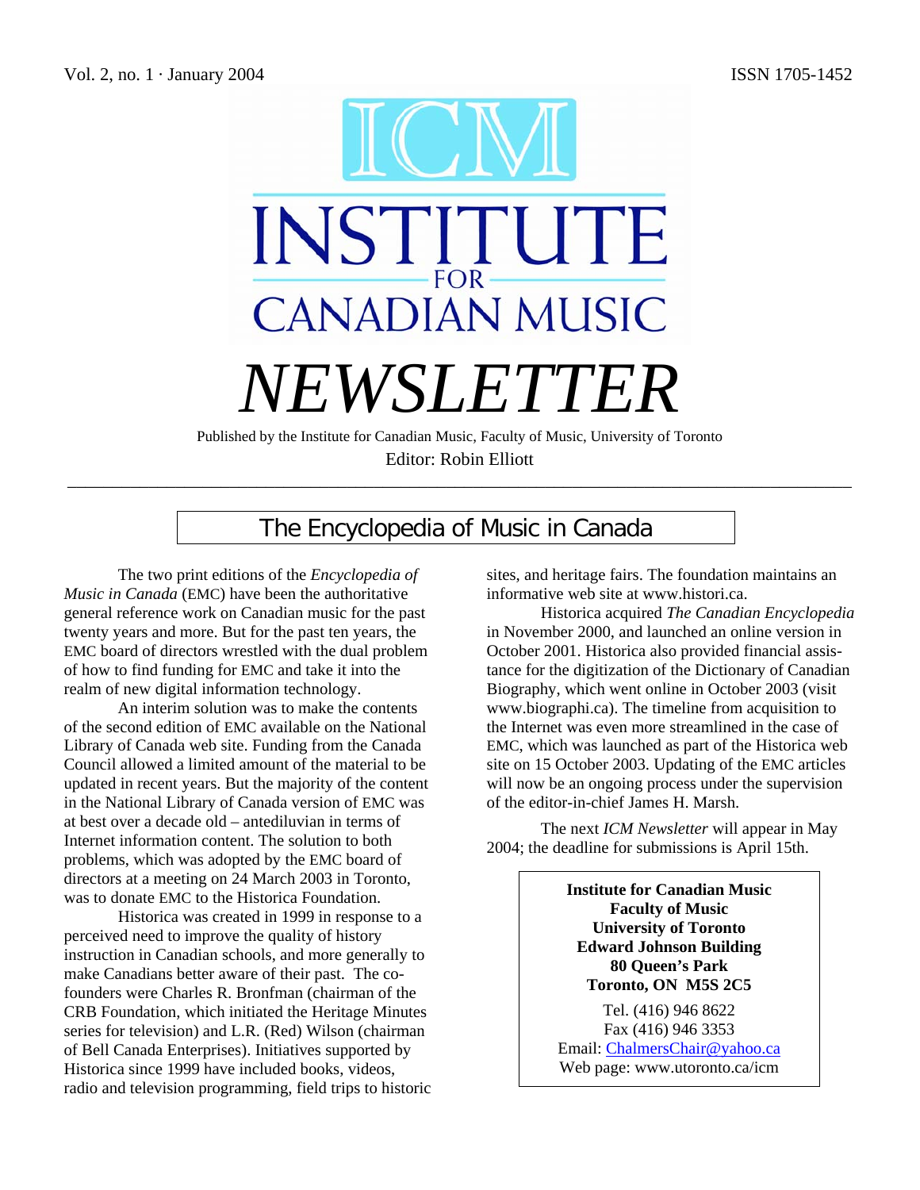Vol. 2, no. 1 · January 2004 ISSN 1705-1452

# ICM INSTITUTE FOR CANADIAN MUSIC

# NEWSLETTER

Published by the Institute for Canadian Music, Faculty of Music, University of Toronto

Editor: Robin Elliott

## The Encyclopedia of Music in Canada

The two print editions of the *Encyclopedia of Music in Canada* (EMC) have been the authoritative general reference work on Canadian music for the past twenty years and more. But for the past ten years, the EMC board of directors wrestled with the dual problem of how to find funding for EMC and take it into the realm of new digital information technology.

An interim solution was to make the contents of the second edition of EMC available on the National Library of Canada web site. Funding from the Canada Council allowed a limited amount of the material to be updated in recent years. But the majority of the content in the National Library of Canada version of EMC was at best over a decade old – antediluvian in terms of Internet information content. The solution to both problems, which was adopted by the EMC board of directors at a meeting on 24 March 2003 in Toronto, was to donate EMC to the Historica Foundation.

Historica was created in 1999 in response to a perceived need to improve the quality of history instruction in Canadian schools, and more generally to make Canadians better aware of their past. The co-founders were Charles R. Bronfman (chairman of the CRB Foundation, which initiated the Heritage Minutes series for television) and L.R. (Red) Wilson (chairman of Bell Canada Enterprises). Initiatives supported by Historica since 1999 have included books, videos, radio and television programming, field trips to historic sites, and heritage fairs. The foundation maintains an informative web site at www.histori.ca.

Historica acquired *The Canadian Encyclopedia* in November 2000, and launched an online version in October 2001. Historica also provided financial assistance for the digitization of the Dictionary of Canadian Biography, which went online in October 2003 (visit www.biographi.ca). The timeline from acquisition to the Internet was even more streamlined in the case of EMC, which was launched as part of the Historica web site on 15 October 2003. Updating of the EMC articles will now be an ongoing process under the supervision of the editor-in-chief James H. Marsh.

The next *ICM Newsletter* will appear in May 2004; the deadline for submissions is April 15th.

**Institute for Canadian Music**
**Faculty of Music**
**University of Toronto**
**Edward Johnson Building**
**80 Queen's Park**
**Toronto, ON M5S 2C5**

Tel. (416) 946 8622
Fax (416) 946 3353
Email: ChalmersChair@yahoo.ca
Web page: www.utoronto.ca/icm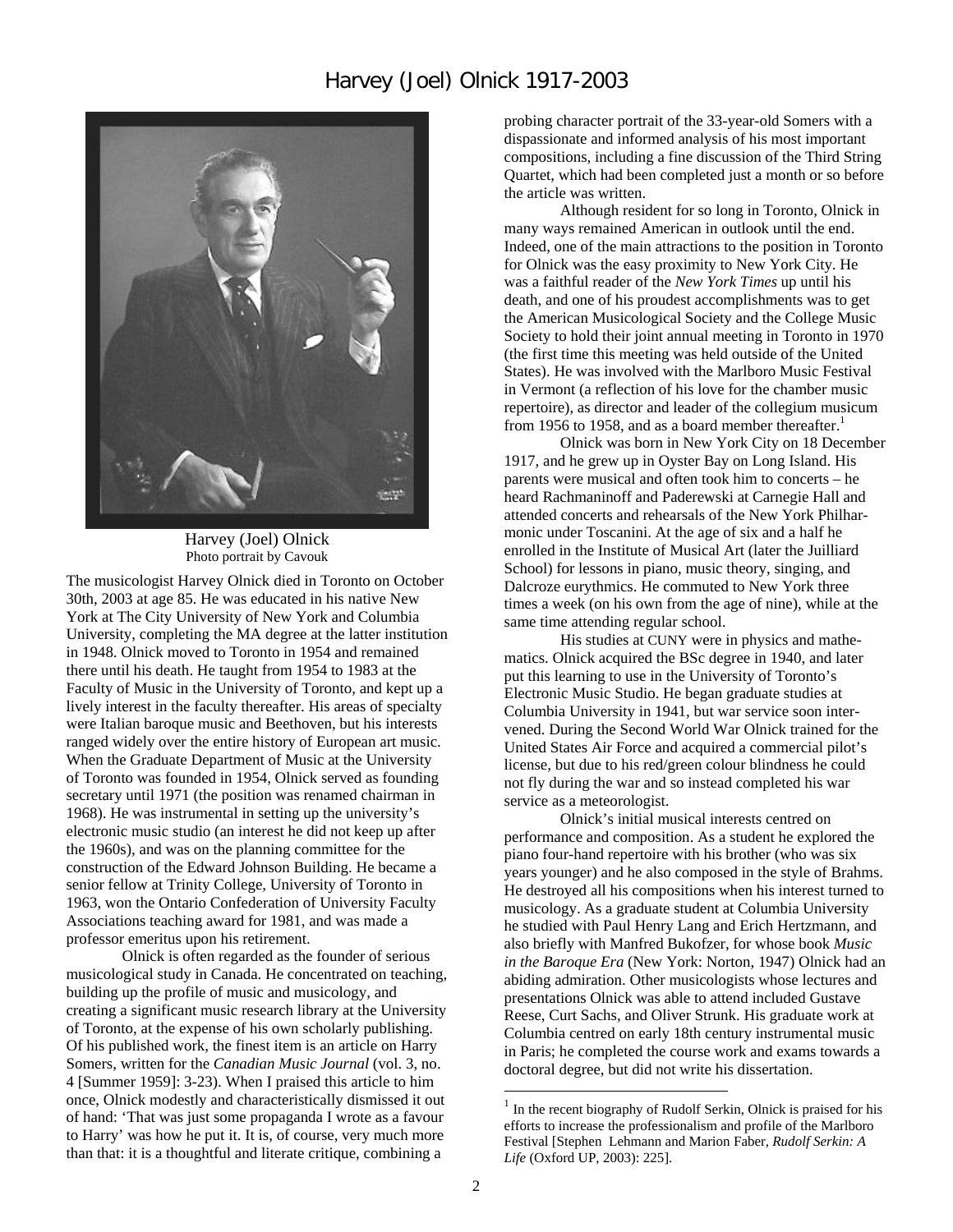# Harvey (Joel) Olnick 1917-2003

Harvey (Joel) Olnick
Photo portrait by Cavouk

The musicologist Harvey Olnick died in Toronto on October 30th, 2003 at age 85. He was educated in his native New York at The City University of New York and Columbia University, completing the MA degree at the latter institution in 1948. Olnick moved to Toronto in 1954 and remained there until his death. He taught from 1954 to 1983 at the Faculty of Music in the University of Toronto, and kept up a lively interest in the faculty thereafter. His areas of specialty were Italian baroque music and Beethoven, but his interests ranged widely over the entire history of European art music. When the Graduate Department of Music at the University of Toronto was founded in 1954, Olnick served as founding secretary until 1971 (the position was renamed chairman in 1968). He was instrumental in setting up the university's electronic music studio (an interest he did not keep up after the 1960s), and was on the planning committee for the construction of the Edward Johnson Building. He became a senior fellow at Trinity College, University of Toronto in 1963, won the Ontario Confederation of University Faculty Associations teaching award for 1981, and was made a professor emeritus upon his retirement.

Olnick is often regarded as the founder of serious musicological study in Canada. He concentrated on teaching, building up the profile of music and musicology, and creating a significant music research library at the University of Toronto, at the expense of his own scholarly publishing. Of his published work, the finest item is an article on Harry Somers, written for the *Canadian Music Journal* (vol. 3, no. 4 [Summer 1959]: 3-23). When I praised this article to him once, Olnick modestly and characteristically dismissed it out of hand: 'That was just some propaganda I wrote as a favour to Harry' was how he put it. It is, of course, very much more than that: it is a thoughtful and literate critique, combining a probing character portrait of the 33-year-old Somers with a dispassionate and informed analysis of his most important compositions, including a fine discussion of the Third String Quartet, which had been completed just a month or so before the article was written.

Although resident for so long in Toronto, Olnick in many ways remained American in outlook until the end. Indeed, one of the main attractions to the position in Toronto for Olnick was the easy proximity to New York City. He was a faithful reader of the *New York Times* up until his death, and one of his proudest accomplishments was to get the American Musicological Society and the College Music Society to hold their joint annual meeting in Toronto in 1970 (the first time this meeting was held outside of the United States). He was involved with the Marlboro Music Festival in Vermont (a reflection of his love for the chamber music repertoire), as director and leader of the collegium musicum from 1956 to 1958, and as a board member thereafter.[1]

Olnick was born in New York City on 18 December 1917, and he grew up in Oyster Bay on Long Island. His parents were musical and often took him to concerts – he heard Rachmaninoff and Paderewski at Carnegie Hall and attended concerts and rehearsals of the New York Philharmonic under Toscanini. At the age of six and a half he enrolled in the Institute of Musical Art (later the Juilliard School) for lessons in piano, music theory, singing, and Dalcroze eurythmics. He commuted to New York three times a week (on his own from the age of nine), while at the same time attending regular school.

His studies at CUNY were in physics and mathematics. Olnick acquired the BSc degree in 1940, and later put this learning to use in the University of Toronto's Electronic Music Studio. He began graduate studies at Columbia University in 1941, but war service soon intervened. During the Second World War Olnick trained for the United States Air Force and acquired a commercial pilot's license, but due to his red/green colour blindness he could not fly during the war and so instead completed his war service as a meteorologist.

Olnick's initial musical interests centred on performance and composition. As a student he explored the piano four-hand repertoire with his brother (who was six years younger) and he also composed in the style of Brahms. He destroyed all his compositions when his interest turned to musicology. As a graduate student at Columbia University he studied with Paul Henry Lang and Erich Hertzmann, and also briefly with Manfred Bukofzer, for whose book *Music in the Baroque Era* (New York: Norton, 1947) Olnick had an abiding admiration. Other musicologists whose lectures and presentations Olnick was able to attend included Gustave Reese, Curt Sachs, and Oliver Strunk. His graduate work at Columbia centred on early 18th century instrumental music in Paris; he completed the course work and exams towards a doctoral degree, but did not write his dissertation.

---

[1] In the recent biography of Rudolf Serkin, Olnick is praised for his efforts to increase the professionalism and profile of the Marlboro Festival [Stephen Lehmann and Marion Faber, *Rudolf Serkin: A Life* (Oxford UP, 2003): 225].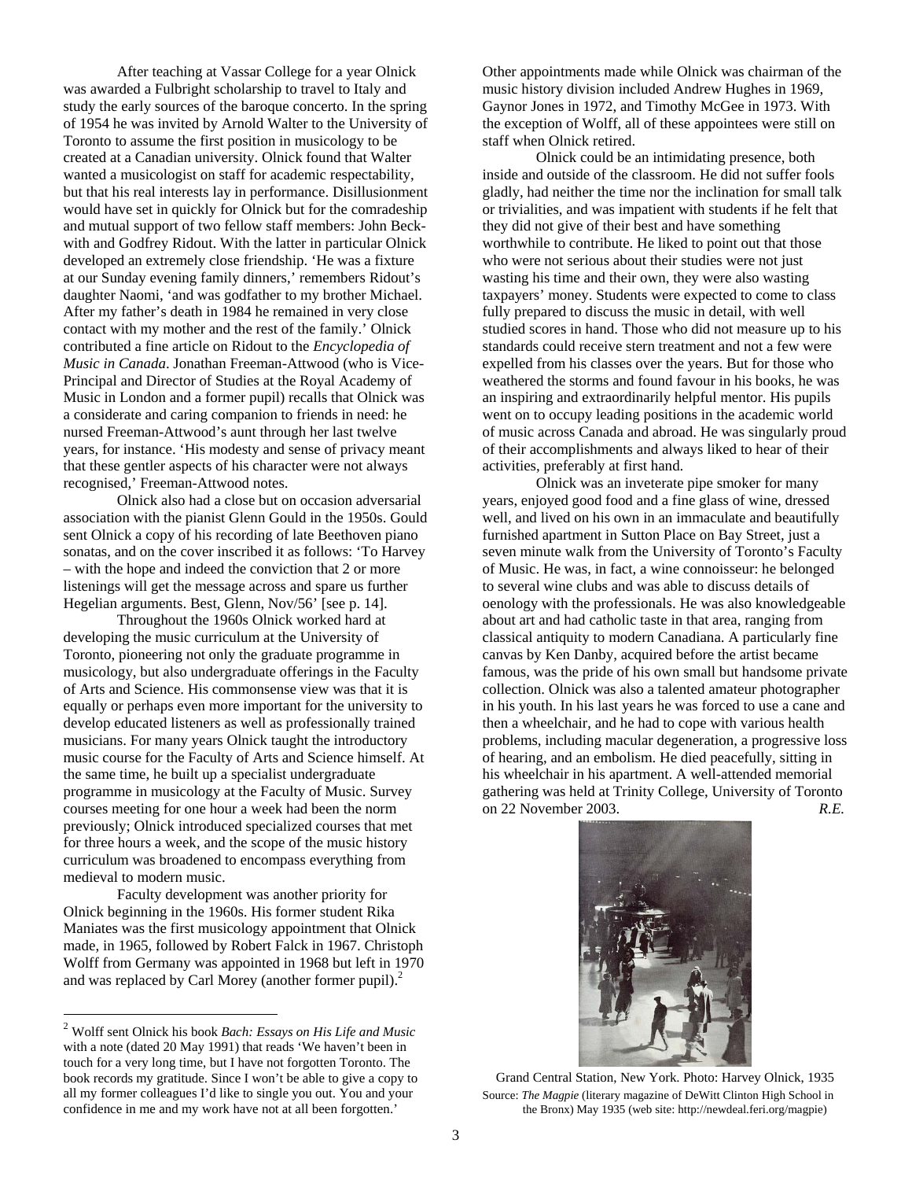After teaching at Vassar College for a year Olnick was awarded a Fulbright scholarship to travel to Italy and study the early sources of the baroque concerto. In the spring of 1954 he was invited by Arnold Walter to the University of Toronto to assume the first position in musicology to be created at a Canadian university. Olnick found that Walter wanted a musicologist on staff for academic respectability, but that his real interests lay in performance. Disillusionment would have set in quickly for Olnick but for the comradeship and mutual support of two fellow staff members: John Beckwith and Godfrey Ridout. With the latter in particular Olnick developed an extremely close friendship. 'He was a fixture at our Sunday evening family dinners,' remembers Ridout's daughter Naomi, 'and was godfather to my brother Michael. After my father's death in 1984 he remained in very close contact with my mother and the rest of the family.' Olnick contributed a fine article on Ridout to the *Encyclopedia of Music in Canada*. Jonathan Freeman-Attwood (who is Vice-Principal and Director of Studies at the Royal Academy of Music in London and a former pupil) recalls that Olnick was a considerate and caring companion to friends in need: he nursed Freeman-Attwood's aunt through her last twelve years, for instance. 'His modesty and sense of privacy meant that these gentler aspects of his character were not always recognised,' Freeman-Attwood notes.

Olnick also had a close but on occasion adversarial association with the pianist Glenn Gould in the 1950s. Gould sent Olnick a copy of his recording of late Beethoven piano sonatas, and on the cover inscribed it as follows: 'To Harvey – with the hope and indeed the conviction that 2 or more listenings will get the message across and spare us further Hegelian arguments. Best, Glenn, Nov/56' [see p. 14].

Throughout the 1960s Olnick worked hard at developing the music curriculum at the University of Toronto, pioneering not only the graduate programme in musicology, but also undergraduate offerings in the Faculty of Arts and Science. His commonsense view was that it is equally or perhaps even more important for the university to develop educated listeners as well as professionally trained musicians. For many years Olnick taught the introductory music course for the Faculty of Arts and Science himself. At the same time, he built up a specialist undergraduate programme in musicology at the Faculty of Music. Survey courses meeting for one hour a week had been the norm previously; Olnick introduced specialized courses that met for three hours a week, and the scope of the music history curriculum was broadened to encompass everything from medieval to modern music.

Faculty development was another priority for Olnick beginning in the 1960s. His former student Rika Maniates was the first musicology appointment that Olnick made, in 1965, followed by Robert Falck in 1967. Christoph Wolff from Germany was appointed in 1968 but left in 1970 and was replaced by Carl Morey (another former pupil).[2] Other appointments made while Olnick was chairman of the music history division included Andrew Hughes in 1969, Gaynor Jones in 1972, and Timothy McGee in 1973. With the exception of Wolff, all of these appointees were still on staff when Olnick retired.

Olnick could be an intimidating presence, both inside and outside of the classroom. He did not suffer fools gladly, had neither the time nor the inclination for small talk or trivialities, and was impatient with students if he felt that they did not give of their best and have something worthwhile to contribute. He liked to point out that those who were not serious about their studies were not just wasting his time and their own, they were also wasting taxpayers' money. Students were expected to come to class fully prepared to discuss the music in detail, with well studied scores in hand. Those who did not measure up to his standards could receive stern treatment and not a few were expelled from his classes over the years. But for those who weathered the storms and found favour in his books, he was an inspiring and extraordinarily helpful mentor. His pupils went on to occupy leading positions in the academic world of music across Canada and abroad. He was singularly proud of their accomplishments and always liked to hear of their activities, preferably at first hand.

Olnick was an inveterate pipe smoker for many years, enjoyed good food and a fine glass of wine, dressed well, and lived on his own in an immaculate and beautifully furnished apartment in Sutton Place on Bay Street, just a seven minute walk from the University of Toronto's Faculty of Music. He was, in fact, a wine connoisseur: he belonged to several wine clubs and was able to discuss details of oenology with the professionals. He was also knowledgeable about art and had catholic taste in that area, ranging from classical antiquity to modern Canadiana. A particularly fine canvas by Ken Danby, acquired before the artist became famous, was the pride of his own small but handsome private collection. Olnick was also a talented amateur photographer in his youth. In his last years he was forced to use a cane and then a wheelchair, and he had to cope with various health problems, including macular degeneration, a progressive loss of hearing, and an embolism. He died peacefully, sitting in his wheelchair in his apartment. A well-attended memorial gathering was held at Trinity College, University of Toronto on 22 November 2003. *R.E.*

Grand Central Station, New York. Photo: Harvey Olnick, 1935

Source: *The Magpie* (literary magazine of DeWitt Clinton High School in the Bronx) May 1935 (web site: http://newdeal.feri.org/magpie)

---

[2] Wolff sent Olnick his book *Bach: Essays on His Life and Music* with a note (dated 20 May 1991) that reads 'We haven't been in touch for a very long time, but I have not forgotten Toronto. The book records my gratitude. Since I won't be able to give a copy to all my former colleagues I'd like to single you out. You and your confidence in me and my work have not at all been forgotten.'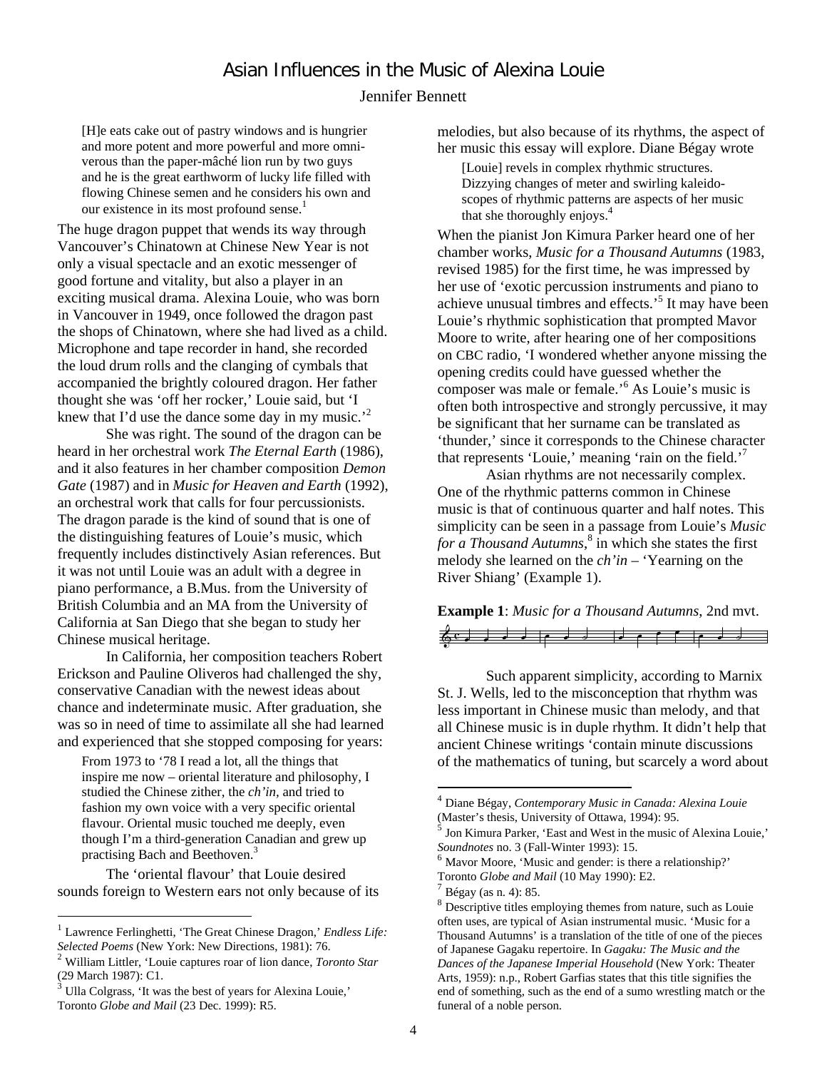# Asian Influences in the Music of Alexina Louie

Jennifer Bennett

> [H]e eats cake out of pastry windows and is hungrier and more potent and more powerful and more omniverous than the paper-mâché lion run by two guys and he is the great earthworm of lucky life filled with flowing Chinese semen and he considers his own and our existence in its most profound sense.[1]

The huge dragon puppet that wends its way through Vancouver's Chinatown at Chinese New Year is not only a visual spectacle and an exotic messenger of good fortune and vitality, but also a player in an exciting musical drama. Alexina Louie, who was born in Vancouver in 1949, once followed the dragon past the shops of Chinatown, where she had lived as a child. Microphone and tape recorder in hand, she recorded the loud drum rolls and the clanging of cymbals that accompanied the brightly coloured dragon. Her father thought she was 'off her rocker,' Louie said, but 'I knew that I'd use the dance some day in my music.'[2]

She was right. The sound of the dragon can be heard in her orchestral work *The Eternal Earth* (1986), and it also features in her chamber composition *Demon Gate* (1987) and in *Music for Heaven and Earth* (1992), an orchestral work that calls for four percussionists. The dragon parade is the kind of sound that is one of the distinguishing features of Louie's music, which frequently includes distinctively Asian references. But it was not until Louie was an adult with a degree in piano performance, a B.Mus. from the University of British Columbia and an MA from the University of California at San Diego that she began to study her Chinese musical heritage.

In California, her composition teachers Robert Erickson and Pauline Oliveros had challenged the shy, conservative Canadian with the newest ideas about chance and indeterminate music. After graduation, she was so in need of time to assimilate all she had learned and experienced that she stopped composing for years:

> From 1973 to '78 I read a lot, all the things that inspire me now – oriental literature and philosophy, I studied the Chinese zither, the *ch'in*, and tried to fashion my own voice with a very specific oriental flavour. Oriental music touched me deeply, even though I'm a third-generation Canadian and grew up practising Bach and Beethoven.[3]

The 'oriental flavour' that Louie desired sounds foreign to Western ears not only because of its melodies, but also because of its rhythms, the aspect of her music this essay will explore. Diane Bégay wrote

> [Louie] revels in complex rhythmic structures. Dizzying changes of meter and swirling kaleidoscopes of rhythmic patterns are aspects of her music that she thoroughly enjoys.[4]

When the pianist Jon Kimura Parker heard one of her chamber works, *Music for a Thousand Autumns* (1983, revised 1985) for the first time, he was impressed by her use of 'exotic percussion instruments and piano to achieve unusual timbres and effects.'[5] It may have been Louie's rhythmic sophistication that prompted Mavor Moore to write, after hearing one of her compositions on CBC radio, 'I wondered whether anyone missing the opening credits could have guessed whether the composer was male or female.'[6] As Louie's music is often both introspective and strongly percussive, it may be significant that her surname can be translated as 'thunder,' since it corresponds to the Chinese character that represents 'Louie,' meaning 'rain on the field.'[7]

Asian rhythms are not necessarily complex. One of the rhythmic patterns common in Chinese music is that of continuous quarter and half notes. This simplicity can be seen in a passage from Louie's *Music for a Thousand Autumns*,[8] in which she states the first melody she learned on the *ch'in* – 'Yearning on the River Shiang' (Example 1).

**Example 1**: *Music for a Thousand Autumns*, 2nd mvt.

Such apparent simplicity, according to Marnix St. J. Wells, led to the misconception that rhythm was less important in Chinese music than melody, and that all Chinese music is in duple rhythm. It didn't help that ancient Chinese writings 'contain minute discussions of the mathematics of tuning, but scarcely a word about

---

[1] Lawrence Ferlinghetti, 'The Great Chinese Dragon,' *Endless Life: Selected Poems* (New York: New Directions, 1981): 76.

[2] William Littler, 'Louie captures roar of lion dance, *Toronto Star* (29 March 1987): C1.

[3] Ulla Colgrass, 'It was the best of years for Alexina Louie,' Toronto *Globe and Mail* (23 Dec. 1999): R5.

[4] Diane Bégay, *Contemporary Music in Canada: Alexina Louie* (Master's thesis, University of Ottawa, 1994): 95.

[5] Jon Kimura Parker, 'East and West in the music of Alexina Louie,' *Soundnotes* no. 3 (Fall-Winter 1993): 15.

[6] Mavor Moore, 'Music and gender: is there a relationship?' Toronto *Globe and Mail* (10 May 1990): E2.

[7] Bégay (as n. 4): 85.

[8] Descriptive titles employing themes from nature, such as Louie often uses, are typical of Asian instrumental music. 'Music for a Thousand Autumns' is a translation of the title of one of the pieces of Japanese Gagaku repertoire. In *Gagaku: The Music and the Dances of the Japanese Imperial Household* (New York: Theater Arts, 1959): n.p., Robert Garfias states that this title signifies the end of something, such as the end of a sumo wrestling match or the funeral of a noble person.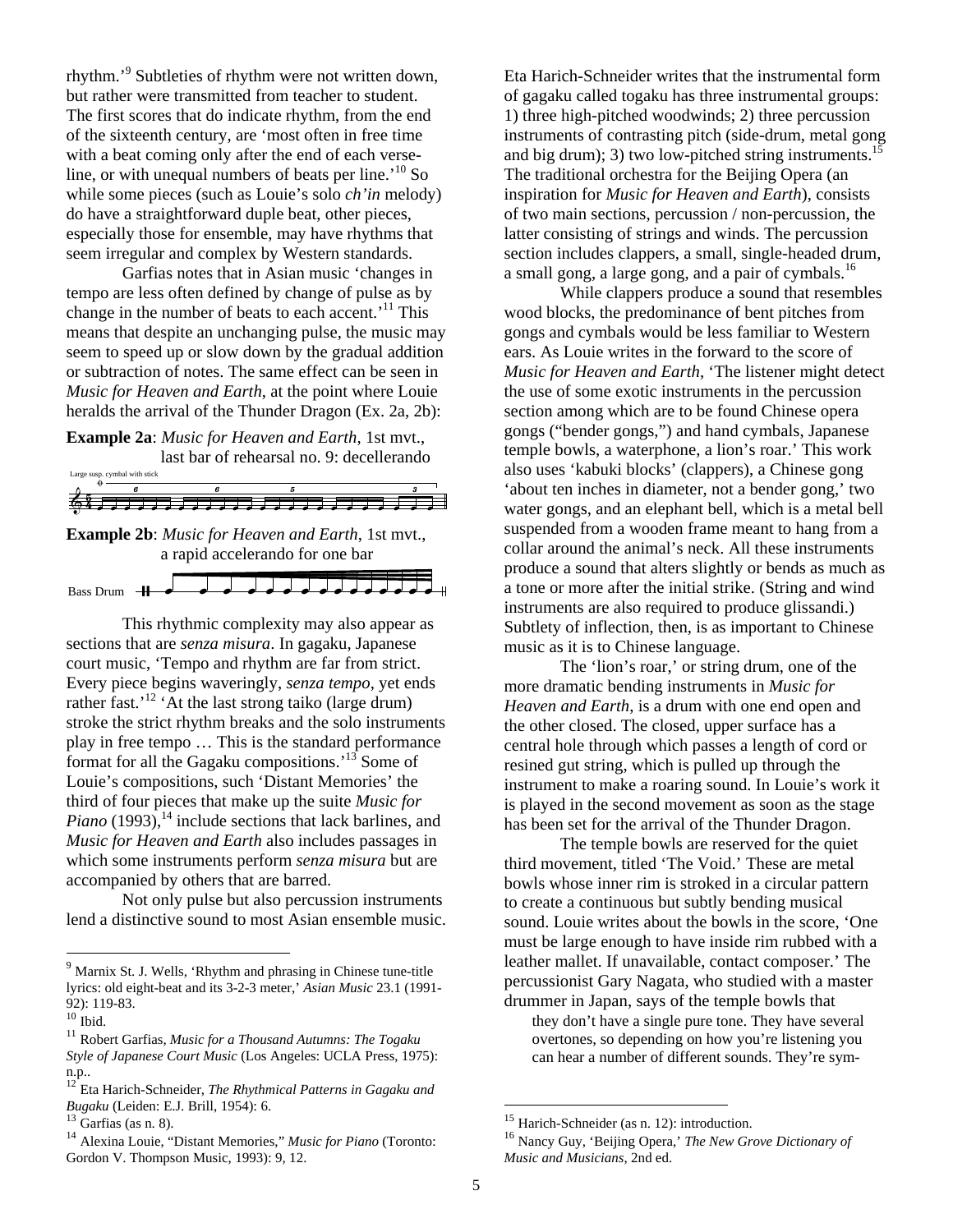rhythm.'[9] Subtleties of rhythm were not written down, but rather were transmitted from teacher to student. The first scores that do indicate rhythm, from the end of the sixteenth century, are 'most often in free time with a beat coming only after the end of each verse-line, or with unequal numbers of beats per line.'[10] So while some pieces (such as Louie's solo *ch'in* melody) do have a straightforward duple beat, other pieces, especially those for ensemble, may have rhythms that seem irregular and complex by Western standards.

Garfias notes that in Asian music 'changes in tempo are less often defined by change of pulse as by change in the number of beats to each accent.'[11] This means that despite an unchanging pulse, the music may seem to speed up or slow down by the gradual addition or subtraction of notes. The same effect can be seen in *Music for Heaven and Earth*, at the point where Louie heralds the arrival of the Thunder Dragon (Ex. 2a, 2b):

**Example 2a**: *Music for Heaven and Earth*, 1st mvt., last bar of rehearsal no. 9: decellerando

**Example 2b**: *Music for Heaven and Earth*, 1st mvt., a rapid accelerando for one bar

This rhythmic complexity may also appear as sections that are *senza misura*. In gagaku, Japanese court music, 'Tempo and rhythm are far from strict. Every piece begins waveringly, *senza tempo*, yet ends rather fast.'[12] 'At the last strong taiko (large drum) stroke the strict rhythm breaks and the solo instruments play in free tempo … This is the standard performance format for all the Gagaku compositions.'[13] Some of Louie's compositions, such 'Distant Memories' the third of four pieces that make up the suite *Music for Piano* (1993),[14] include sections that lack barlines, and *Music for Heaven and Earth* also includes passages in which some instruments perform *senza misura* but are accompanied by others that are barred.

Not only pulse but also percussion instruments lend a distinctive sound to most Asian ensemble music. Eta Harich-Schneider writes that the instrumental form of gagaku called togaku has three instrumental groups: 1) three high-pitched woodwinds; 2) three percussion instruments of contrasting pitch (side-drum, metal gong and big drum); 3) two low-pitched string instruments.[15] The traditional orchestra for the Beijing Opera (an inspiration for *Music for Heaven and Earth*), consists of two main sections, percussion / non-percussion, the latter consisting of strings and winds. The percussion section includes clappers, a small, single-headed drum, a small gong, a large gong, and a pair of cymbals.[16]

While clappers produce a sound that resembles wood blocks, the predominance of bent pitches from gongs and cymbals would be less familiar to Western ears. As Louie writes in the forward to the score of *Music for Heaven and Earth*, 'The listener might detect the use of some exotic instruments in the percussion section among which are to be found Chinese opera gongs ("bender gongs,") and hand cymbals, Japanese temple bowls, a waterphone, a lion's roar.' This work also uses 'kabuki blocks' (clappers), a Chinese gong 'about ten inches in diameter, not a bender gong,' two water gongs, and an elephant bell, which is a metal bell suspended from a wooden frame meant to hang from a collar around the animal's neck. All these instruments produce a sound that alters slightly or bends as much as a tone or more after the initial strike. (String and wind instruments are also required to produce glissandi.) Subtlety of inflection, then, is as important to Chinese music as it is to Chinese language.

The 'lion's roar,' or string drum, one of the more dramatic bending instruments in *Music for Heaven and Earth*, is a drum with one end open and the other closed. The closed, upper surface has a central hole through which passes a length of cord or resined gut string, which is pulled up through the instrument to make a roaring sound. In Louie's work it is played in the second movement as soon as the stage has been set for the arrival of the Thunder Dragon.

The temple bowls are reserved for the quiet third movement, titled 'The Void.' These are metal bowls whose inner rim is stroked in a circular pattern to create a continuous but subtly bending musical sound. Louie writes about the bowls in the score, 'One must be large enough to have inside rim rubbed with a leather mallet. If unavailable, contact composer.' The percussionist Gary Nagata, who studied with a master drummer in Japan, says of the temple bowls that

> they don't have a single pure tone. They have several overtones, so depending on how you're listening you can hear a number of different sounds. They're sym-

---

[9] Marnix St. J. Wells, 'Rhythm and phrasing in Chinese tune-title lyrics: old eight-beat and its 3-2-3 meter,' *Asian Music* 23.1 (1991-92): 119-83.

[10] Ibid.

[11] Robert Garfias, *Music for a Thousand Autumns: The Togaku Style of Japanese Court Music* (Los Angeles: UCLA Press, 1975): n.p..

[12] Eta Harich-Schneider, *The Rhythmical Patterns in Gagaku and Bugaku* (Leiden: E.J. Brill, 1954): 6.

[13] Garfias (as n. 8).

[14] Alexina Louie, "Distant Memories," *Music for Piano* (Toronto: Gordon V. Thompson Music, 1993): 9, 12.

[15] Harich-Schneider (as n. 12): introduction.

[16] Nancy Guy, 'Beijing Opera,' *The New Grove Dictionary of Music and Musicians*, 2nd ed.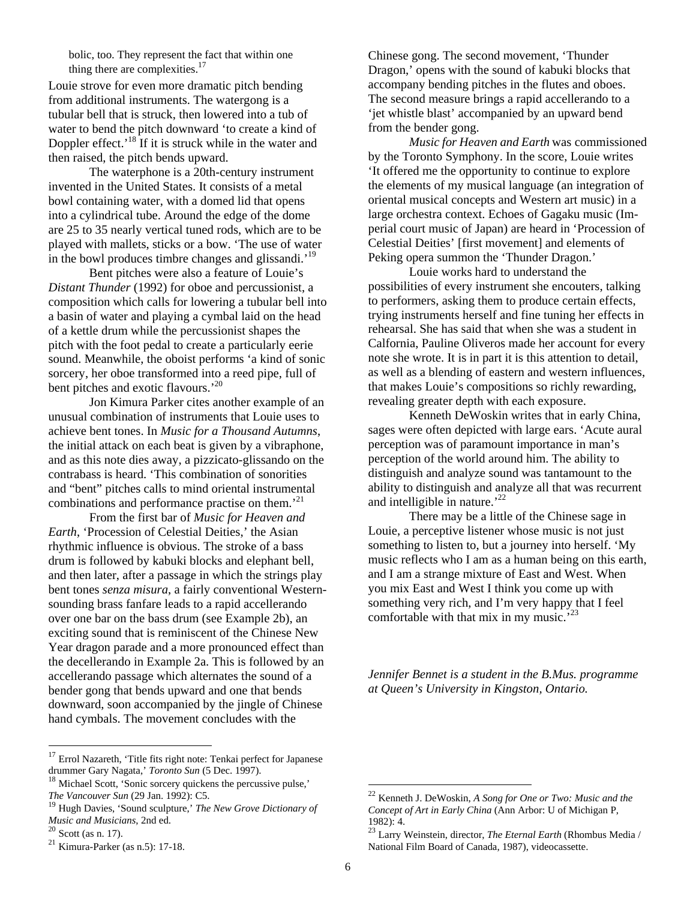bolic, too. They represent the fact that within one thing there are complexities.[17]

Louie strove for even more dramatic pitch bending from additional instruments. The watergong is a tubular bell that is struck, then lowered into a tub of water to bend the pitch downward 'to create a kind of Doppler effect.'[18] If it is struck while in the water and then raised, the pitch bends upward.

The waterphone is a 20th-century instrument invented in the United States. It consists of a metal bowl containing water, with a domed lid that opens into a cylindrical tube. Around the edge of the dome are 25 to 35 nearly vertical tuned rods, which are to be played with mallets, sticks or a bow. 'The use of water in the bowl produces timbre changes and glissandi.'[19]

Bent pitches were also a feature of Louie's *Distant Thunder* (1992) for oboe and percussionist, a composition which calls for lowering a tubular bell into a basin of water and playing a cymbal laid on the head of a kettle drum while the percussionist shapes the pitch with the foot pedal to create a particularly eerie sound. Meanwhile, the oboist performs 'a kind of sonic sorcery, her oboe transformed into a reed pipe, full of bent pitches and exotic flavours.'[20]

Jon Kimura Parker cites another example of an unusual combination of instruments that Louie uses to achieve bent tones. In *Music for a Thousand Autumns*, the initial attack on each beat is given by a vibraphone, and as this note dies away, a pizzicato-glissando on the contrabass is heard. 'This combination of sonorities and "bent" pitches calls to mind oriental instrumental combinations and performance practise on them.'[21]

From the first bar of *Music for Heaven and Earth*, 'Procession of Celestial Deities,' the Asian rhythmic influence is obvious. The stroke of a bass drum is followed by kabuki blocks and elephant bell, and then later, after a passage in which the strings play bent tones *senza misura*, a fairly conventional Western-sounding brass fanfare leads to a rapid accellerando over one bar on the bass drum (see Example 2b), an exciting sound that is reminiscent of the Chinese New Year dragon parade and a more pronounced effect than the decellerando in Example 2a. This is followed by an accellerando passage which alternates the sound of a bender gong that bends upward and one that bends downward, soon accompanied by the jingle of Chinese hand cymbals. The movement concludes with the Chinese gong. The second movement, 'Thunder Dragon,' opens with the sound of kabuki blocks that accompany bending pitches in the flutes and oboes. The second measure brings a rapid accellerando to a 'jet whistle blast' accompanied by an upward bend from the bender gong.

*Music for Heaven and Earth* was commissioned by the Toronto Symphony. In the score, Louie writes 'It offered me the opportunity to continue to explore the elements of my musical language (an integration of oriental musical concepts and Western art music) in a large orchestra context. Echoes of Gagaku music (Imperial court music of Japan) are heard in 'Procession of Celestial Deities' [first movement] and elements of Peking opera summon the 'Thunder Dragon.'

Louie works hard to understand the possibilities of every instrument she encouters, talking to performers, asking them to produce certain effects, trying instruments herself and fine tuning her effects in rehearsal. She has said that when she was a student in Calfornia, Pauline Oliveros made her account for every note she wrote. It is in part it is this attention to detail, as well as a blending of eastern and western influences, that makes Louie's compositions so richly rewarding, revealing greater depth with each exposure.

Kenneth DeWoskin writes that in early China, sages were often depicted with large ears. 'Acute aural perception was of paramount importance in man's perception of the world around him. The ability to distinguish and analyze sound was tantamount to the ability to distinguish and analyze all that was recurrent and intelligible in nature.'[22]

There may be a little of the Chinese sage in Louie, a perceptive listener whose music is not just something to listen to, but a journey into herself. 'My music reflects who I am as a human being on this earth, and I am a strange mixture of East and West. When you mix East and West I think you come up with something very rich, and I'm very happy that I feel comfortable with that mix in my music.'[23]

*Jennifer Bennet is a student in the B.Mus. programme at Queen's University in Kingston, Ontario.*

---

[17] Errol Nazareth, 'Title fits right note: Tenkai perfect for Japanese drummer Gary Nagata,' *Toronto Sun* (5 Dec. 1997).

[18] Michael Scott, 'Sonic sorcery quickens the percussive pulse,' *The Vancouver Sun* (29 Jan. 1992): C5.

[19] Hugh Davies, 'Sound sculpture,' *The New Grove Dictionary of Music and Musicians*, 2nd ed.

[20] Scott (as n. 17).

[21] Kimura-Parker (as n.5): 17-18.

[22] Kenneth J. DeWoskin, *A Song for One or Two: Music and the Concept of Art in Early China* (Ann Arbor: U of Michigan P, 1982): 4.

[23] Larry Weinstein, director, *The Eternal Earth* (Rhombus Media / National Film Board of Canada, 1987), videocassette.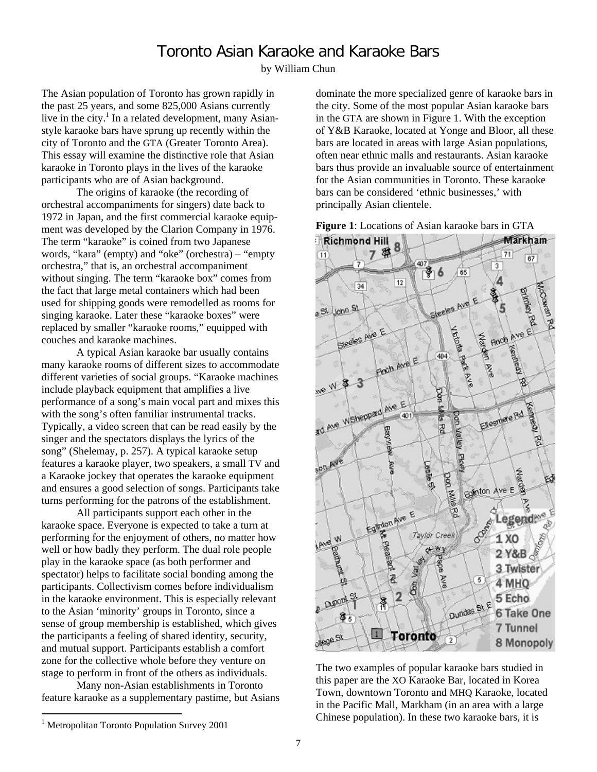# Toronto Asian Karaoke and Karaoke Bars

by William Chun

The Asian population of Toronto has grown rapidly in the past 25 years, and some 825,000 Asians currently live in the city.[1] In a related development, many Asian-style karaoke bars have sprung up recently within the city of Toronto and the GTA (Greater Toronto Area). This essay will examine the distinctive role that Asian karaoke in Toronto plays in the lives of the karaoke participants who are of Asian background.

The origins of karaoke (the recording of orchestral accompaniments for singers) date back to 1972 in Japan, and the first commercial karaoke equipment was developed by the Clarion Company in 1976. The term "karaoke" is coined from two Japanese words, "kara" (empty) and "oke" (orchestra) – "empty orchestra," that is, an orchestral accompaniment without singing. The term "karaoke box" comes from the fact that large metal containers which had been used for shipping goods were remodelled as rooms for singing karaoke. Later these "karaoke boxes" were replaced by smaller "karaoke rooms," equipped with couches and karaoke machines.

A typical Asian karaoke bar usually contains many karaoke rooms of different sizes to accommodate different varieties of social groups. "Karaoke machines include playback equipment that amplifies a live performance of a song's main vocal part and mixes this with the song's often familiar instrumental tracks. Typically, a video screen that can be read easily by the singer and the spectators displays the lyrics of the song" (Shelemay, p. 257). A typical karaoke setup features a karaoke player, two speakers, a small TV and a Karaoke jockey that operates the karaoke equipment and ensures a good selection of songs. Participants take turns performing for the patrons of the establishment.

All participants support each other in the karaoke space. Everyone is expected to take a turn at performing for the enjoyment of others, no matter how well or how badly they perform. The dual role people play in the karaoke space (as both performer and spectator) helps to facilitate social bonding among the participants. Collectivism comes before individualism in the karaoke environment. This is especially relevant to the Asian 'minority' groups in Toronto, since a sense of group membership is established, which gives the participants a feeling of shared identity, security, and mutual support. Participants establish a comfort zone for the collective whole before they venture on stage to perform in front of the others as individuals.

Many non-Asian establishments in Toronto feature karaoke as a supplementary pastime, but Asians dominate the more specialized genre of karaoke bars in the city. Some of the most popular Asian karaoke bars in the GTA are shown in Figure 1. With the exception of Y&B Karaoke, located at Yonge and Bloor, all these bars are located in areas with large Asian populations, often near ethnic malls and restaurants. Asian karaoke bars thus provide an invaluable source of entertainment for the Asian communities in Toronto. These karaoke bars can be considered 'ethnic businesses,' with principally Asian clientele.

**Figure 1**: Locations of Asian karaoke bars in GTA

Legend: 1 XO, 2 Y&B, 3 Twister, 4 MHQ, 5 Echo, 6 Take One, 7 Tunnel, 8 Monopoly

The two examples of popular karaoke bars studied in this paper are the XO Karaoke Bar, located in Korea Town, downtown Toronto and MHQ Karaoke, located in the Pacific Mall, Markham (in an area with a large Chinese population). In these two karaoke bars, it is

[1] Metropolitan Toronto Population Survey 2001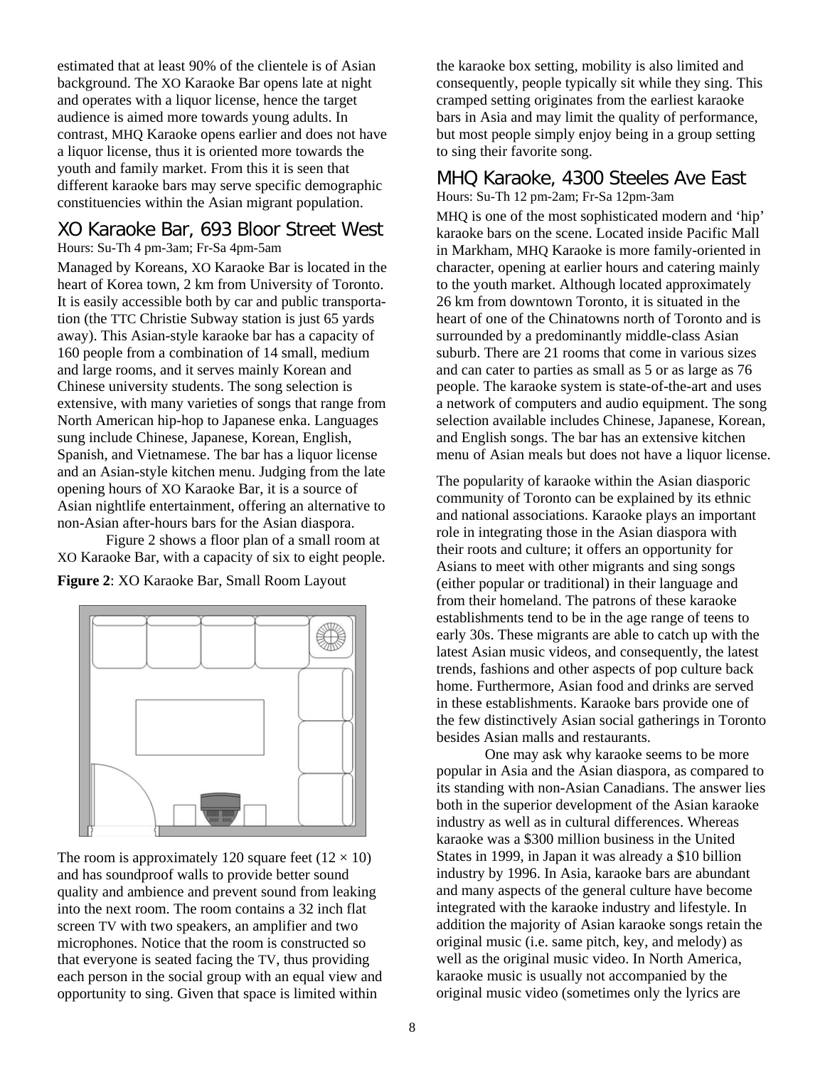estimated that at least 90% of the clientele is of Asian background. The XO Karaoke Bar opens late at night and operates with a liquor license, hence the target audience is aimed more towards young adults. In contrast, MHQ Karaoke opens earlier and does not have a liquor license, thus it is oriented more towards the youth and family market. From this it is seen that different karaoke bars may serve specific demographic constituencies within the Asian migrant population.

## XO Karaoke Bar, 693 Bloor Street West

Hours: Su-Th 4 pm-3am; Fr-Sa 4pm-5am

Managed by Koreans, XO Karaoke Bar is located in the heart of Korea town, 2 km from University of Toronto. It is easily accessible both by car and public transportation (the TTC Christie Subway station is just 65 yards away). This Asian-style karaoke bar has a capacity of 160 people from a combination of 14 small, medium and large rooms, and it serves mainly Korean and Chinese university students. The song selection is extensive, with many varieties of songs that range from North American hip-hop to Japanese enka. Languages sung include Chinese, Japanese, Korean, English, Spanish, and Vietnamese. The bar has a liquor license and an Asian-style kitchen menu. Judging from the late opening hours of XO Karaoke Bar, it is a source of Asian nightlife entertainment, offering an alternative to non-Asian after-hours bars for the Asian diaspora.

Figure 2 shows a floor plan of a small room at XO Karaoke Bar, with a capacity of six to eight people.

**Figure 2**: XO Karaoke Bar, Small Room Layout

The room is approximately 120 square feet ($12 \times 10$) and has soundproof walls to provide better sound quality and ambience and prevent sound from leaking into the next room. The room contains a 32 inch flat screen TV with two speakers, an amplifier and two microphones. Notice that the room is constructed so that everyone is seated facing the TV, thus providing each person in the social group with an equal view and opportunity to sing. Given that space is limited within the karaoke box setting, mobility is also limited and consequently, people typically sit while they sing. This cramped setting originates from the earliest karaoke bars in Asia and may limit the quality of performance, but most people simply enjoy being in a group setting to sing their favorite song.

## MHQ Karaoke, 4300 Steeles Ave East

Hours: Su-Th 12 pm-2am; Fr-Sa 12pm-3am

MHQ is one of the most sophisticated modern and 'hip' karaoke bars on the scene. Located inside Pacific Mall in Markham, MHQ Karaoke is more family-oriented in character, opening at earlier hours and catering mainly to the youth market. Although located approximately 26 km from downtown Toronto, it is situated in the heart of one of the Chinatowns north of Toronto and is surrounded by a predominantly middle-class Asian suburb. There are 21 rooms that come in various sizes and can cater to parties as small as 5 or as large as 76 people. The karaoke system is state-of-the-art and uses a network of computers and audio equipment. The song selection available includes Chinese, Japanese, Korean, and English songs. The bar has an extensive kitchen menu of Asian meals but does not have a liquor license.

The popularity of karaoke within the Asian diasporic community of Toronto can be explained by its ethnic and national associations. Karaoke plays an important role in integrating those in the Asian diaspora with their roots and culture; it offers an opportunity for Asians to meet with other migrants and sing songs (either popular or traditional) in their language and from their homeland. The patrons of these karaoke establishments tend to be in the age range of teens to early 30s. These migrants are able to catch up with the latest Asian music videos, and consequently, the latest trends, fashions and other aspects of pop culture back home. Furthermore, Asian food and drinks are served in these establishments. Karaoke bars provide one of the few distinctively Asian social gatherings in Toronto besides Asian malls and restaurants.

One may ask why karaoke seems to be more popular in Asia and the Asian diaspora, as compared to its standing with non-Asian Canadians. The answer lies both in the superior development of the Asian karaoke industry as well as in cultural differences. Whereas karaoke was a $300 million business in the United States in 1999, in Japan it was already a $10 billion industry by 1996. In Asia, karaoke bars are abundant and many aspects of the general culture have become integrated with the karaoke industry and lifestyle. In addition the majority of Asian karaoke songs retain the original music (i.e. same pitch, key, and melody) as well as the original music video. In North America, karaoke music is usually not accompanied by the original music video (sometimes only the lyrics are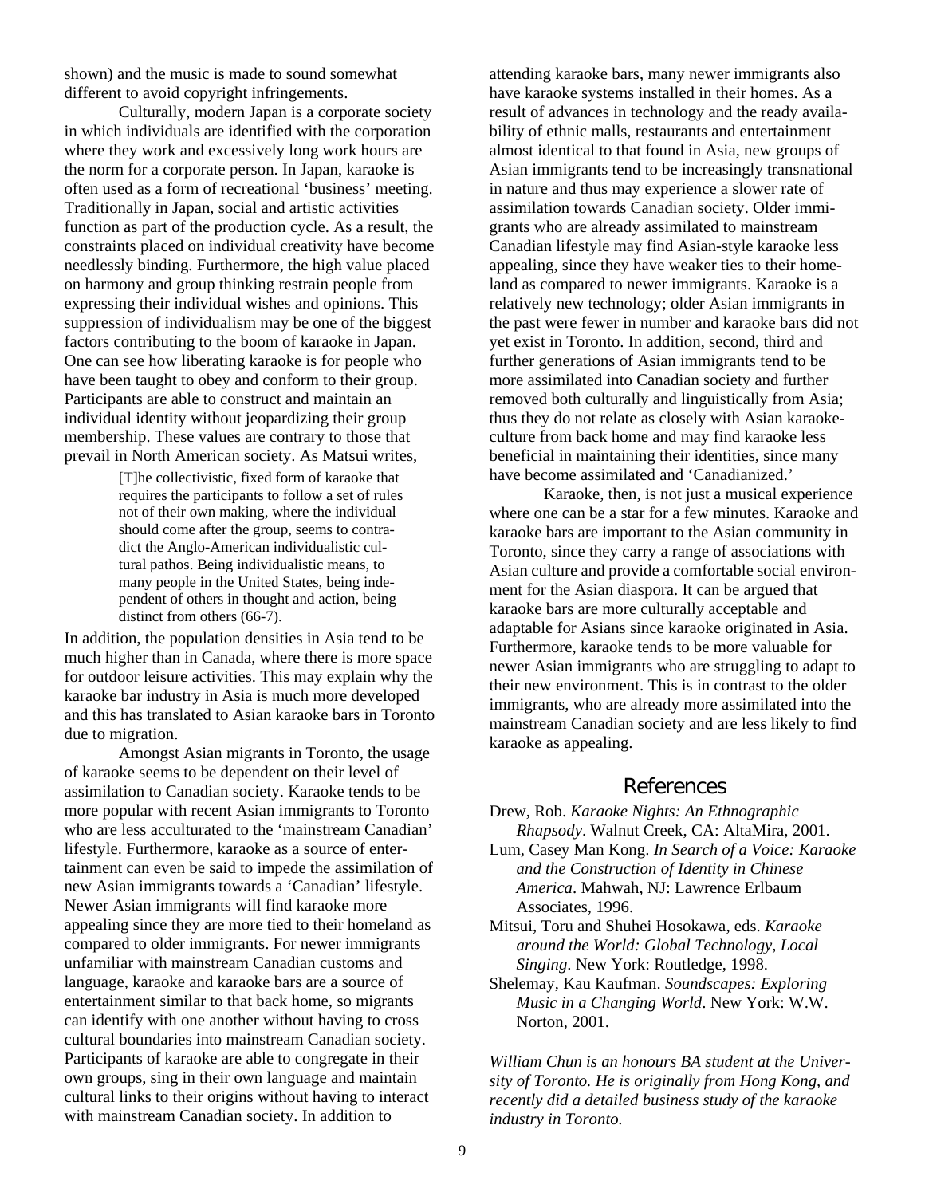shown) and the music is made to sound somewhat different to avoid copyright infringements.

Culturally, modern Japan is a corporate society in which individuals are identified with the corporation where they work and excessively long work hours are the norm for a corporate person. In Japan, karaoke is often used as a form of recreational 'business' meeting. Traditionally in Japan, social and artistic activities function as part of the production cycle. As a result, the constraints placed on individual creativity have become needlessly binding. Furthermore, the high value placed on harmony and group thinking restrain people from expressing their individual wishes and opinions. This suppression of individualism may be one of the biggest factors contributing to the boom of karaoke in Japan. One can see how liberating karaoke is for people who have been taught to obey and conform to their group. Participants are able to construct and maintain an individual identity without jeopardizing their group membership. These values are contrary to those that prevail in North American society. As Matsui writes,

> [T]he collectivistic, fixed form of karaoke that requires the participants to follow a set of rules not of their own making, where the individual should come after the group, seems to contradict the Anglo-American individualistic cultural pathos. Being individualistic means, to many people in the United States, being independent of others in thought and action, being distinct from others (66-7).

In addition, the population densities in Asia tend to be much higher than in Canada, where there is more space for outdoor leisure activities. This may explain why the karaoke bar industry in Asia is much more developed and this has translated to Asian karaoke bars in Toronto due to migration.

Amongst Asian migrants in Toronto, the usage of karaoke seems to be dependent on their level of assimilation to Canadian society. Karaoke tends to be more popular with recent Asian immigrants to Toronto who are less acculturated to the 'mainstream Canadian' lifestyle. Furthermore, karaoke as a source of entertainment can even be said to impede the assimilation of new Asian immigrants towards a 'Canadian' lifestyle. Newer Asian immigrants will find karaoke more appealing since they are more tied to their homeland as compared to older immigrants. For newer immigrants unfamiliar with mainstream Canadian customs and language, karaoke and karaoke bars are a source of entertainment similar to that back home, so migrants can identify with one another without having to cross cultural boundaries into mainstream Canadian society. Participants of karaoke are able to congregate in their own groups, sing in their own language and maintain cultural links to their origins without having to interact with mainstream Canadian society. In addition to attending karaoke bars, many newer immigrants also have karaoke systems installed in their homes. As a result of advances in technology and the ready availability of ethnic malls, restaurants and entertainment almost identical to that found in Asia, new groups of Asian immigrants tend to be increasingly transnational in nature and thus may experience a slower rate of assimilation towards Canadian society. Older immigrants who are already assimilated to mainstream Canadian lifestyle may find Asian-style karaoke less appealing, since they have weaker ties to their homeland as compared to newer immigrants. Karaoke is a relatively new technology; older Asian immigrants in the past were fewer in number and karaoke bars did not yet exist in Toronto. In addition, second, third and further generations of Asian immigrants tend to be more assimilated into Canadian society and further removed both culturally and linguistically from Asia; thus they do not relate as closely with Asian karaoke-culture from back home and may find karaoke less beneficial in maintaining their identities, since many have become assimilated and 'Canadianized.'

Karaoke, then, is not just a musical experience where one can be a star for a few minutes. Karaoke and karaoke bars are important to the Asian community in Toronto, since they carry a range of associations with Asian culture and provide a comfortable social environment for the Asian diaspora. It can be argued that karaoke bars are more culturally acceptable and adaptable for Asians since karaoke originated in Asia. Furthermore, karaoke tends to be more valuable for newer Asian immigrants who are struggling to adapt to their new environment. This is in contrast to the older immigrants, who are already more assimilated into the mainstream Canadian society and are less likely to find karaoke as appealing.

## References

Drew, Rob. *Karaoke Nights: An Ethnographic Rhapsody*. Walnut Creek, CA: AltaMira, 2001.

Lum, Casey Man Kong. *In Search of a Voice: Karaoke and the Construction of Identity in Chinese America*. Mahwah, NJ: Lawrence Erlbaum Associates, 1996.

Mitsui, Toru and Shuhei Hosokawa, eds. *Karaoke around the World: Global Technology, Local Singing*. New York: Routledge, 1998.

Shelemay, Kau Kaufman. *Soundscapes: Exploring Music in a Changing World*. New York: W.W. Norton, 2001.

*William Chun is an honours BA student at the University of Toronto. He is originally from Hong Kong, and recently did a detailed business study of the karaoke industry in Toronto.*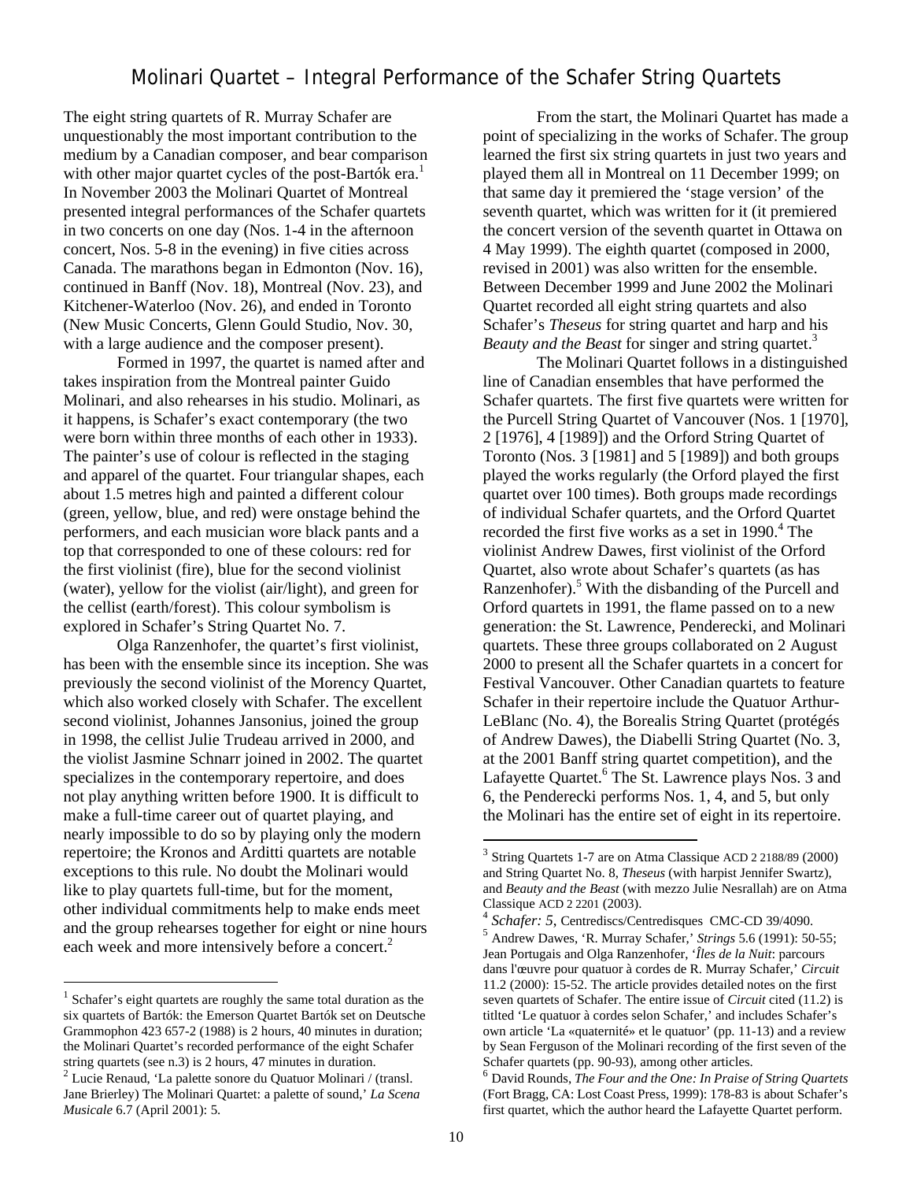# Molinari Quartet – Integral Performance of the Schafer String Quartets

The eight string quartets of R. Murray Schafer are unquestionably the most important contribution to the medium by a Canadian composer, and bear comparison with other major quartet cycles of the post-Bartók era.[1] In November 2003 the Molinari Quartet of Montreal presented integral performances of the Schafer quartets in two concerts on one day (Nos. 1-4 in the afternoon concert, Nos. 5-8 in the evening) in five cities across Canada. The marathons began in Edmonton (Nov. 16), continued in Banff (Nov. 18), Montreal (Nov. 23), and Kitchener-Waterloo (Nov. 26), and ended in Toronto (New Music Concerts, Glenn Gould Studio, Nov. 30, with a large audience and the composer present).

Formed in 1997, the quartet is named after and takes inspiration from the Montreal painter Guido Molinari, and also rehearses in his studio. Molinari, as it happens, is Schafer's exact contemporary (the two were born within three months of each other in 1933). The painter's use of colour is reflected in the staging and apparel of the quartet. Four triangular shapes, each about 1.5 metres high and painted a different colour (green, yellow, blue, and red) were onstage behind the performers, and each musician wore black pants and a top that corresponded to one of these colours: red for the first violinist (fire), blue for the second violinist (water), yellow for the violist (air/light), and green for the cellist (earth/forest). This colour symbolism is explored in Schafer's String Quartet No. 7.

Olga Ranzenhofer, the quartet's first violinist, has been with the ensemble since its inception. She was previously the second violinist of the Morency Quartet, which also worked closely with Schafer. The excellent second violinist, Johannes Jansonius, joined the group in 1998, the cellist Julie Trudeau arrived in 2000, and the violist Jasmine Schnarr joined in 2002. The quartet specializes in the contemporary repertoire, and does not play anything written before 1900. It is difficult to make a full-time career out of quartet playing, and nearly impossible to do so by playing only the modern repertoire; the Kronos and Arditti quartets are notable exceptions to this rule. No doubt the Molinari would like to play quartets full-time, but for the moment, other individual commitments help to make ends meet and the group rehearses together for eight or nine hours each week and more intensively before a concert.[2]

From the start, the Molinari Quartet has made a point of specializing in the works of Schafer. The group learned the first six string quartets in just two years and played them all in Montreal on 11 December 1999; on that same day it premiered the 'stage version' of the seventh quartet, which was written for it (it premiered the concert version of the seventh quartet in Ottawa on 4 May 1999). The eighth quartet (composed in 2000, revised in 2001) was also written for the ensemble. Between December 1999 and June 2002 the Molinari Quartet recorded all eight string quartets and also Schafer's *Theseus* for string quartet and harp and his *Beauty and the Beast* for singer and string quartet.[3]

The Molinari Quartet follows in a distinguished line of Canadian ensembles that have performed the Schafer quartets. The first five quartets were written for the Purcell String Quartet of Vancouver (Nos. 1 [1970], 2 [1976], 4 [1989]) and the Orford String Quartet of Toronto (Nos. 3 [1981] and 5 [1989]) and both groups played the works regularly (the Orford played the first quartet over 100 times). Both groups made recordings of individual Schafer quartets, and the Orford Quartet recorded the first five works as a set in 1990.[4] The violinist Andrew Dawes, first violinist of the Orford Quartet, also wrote about Schafer's quartets (as has Ranzenhofer).[5] With the disbanding of the Purcell and Orford quartets in 1991, the flame passed on to a new generation: the St. Lawrence, Penderecki, and Molinari quartets. These three groups collaborated on 2 August 2000 to present all the Schafer quartets in a concert for Festival Vancouver. Other Canadian quartets to feature Schafer in their repertoire include the Quatuor Arthur-LeBlanc (No. 4), the Borealis String Quartet (protégés of Andrew Dawes), the Diabelli String Quartet (No. 3, at the 2001 Banff string quartet competition), and the Lafayette Quartet.[6] The St. Lawrence plays Nos. 3 and 6, the Penderecki performs Nos. 1, 4, and 5, but only the Molinari has the entire set of eight in its repertoire.

---

[1] Schafer's eight quartets are roughly the same total duration as the six quartets of Bartók: the Emerson Quartet Bartók set on Deutsche Grammophon 423 657-2 (1988) is 2 hours, 40 minutes in duration; the Molinari Quartet's recorded performance of the eight Schafer string quartets (see n.3) is 2 hours, 47 minutes in duration.

[2] Lucie Renaud, 'La palette sonore du Quatuor Molinari / (transl. Jane Brierley) The Molinari Quartet: a palette of sound,' *La Scena Musicale* 6.7 (April 2001): 5.

[3] String Quartets 1-7 are on Atma Classique ACD 2 2188/89 (2000) and String Quartet No. 8, *Theseus* (with harpist Jennifer Swartz), and *Beauty and the Beast* (with mezzo Julie Nesrallah) are on Atma Classique ACD 2 2201 (2003).

[4] *Schafer: 5*, Centrediscs/Centredisques CMC-CD 39/4090.

[5] Andrew Dawes, 'R. Murray Schafer,' *Strings* 5.6 (1991): 50-55; Jean Portugais and Olga Ranzenhofer, '*Îles de la Nuit*: parcours dans l'œuvre pour quatuor à cordes de R. Murray Schafer,' *Circuit* 11.2 (2000): 15-52. The article provides detailed notes on the first seven quartets of Schafer. The entire issue of *Circuit* cited (11.2) is titlted 'Le quatuor à cordes selon Schafer,' and includes Schafer's own article 'La «quaternité» et le quatuor' (pp. 11-13) and a review by Sean Ferguson of the Molinari recording of the first seven of the Schafer quartets (pp. 90-93), among other articles.

[6] David Rounds, *The Four and the One: In Praise of String Quartets* (Fort Bragg, CA: Lost Coast Press, 1999): 178-83 is about Schafer's first quartet, which the author heard the Lafayette Quartet perform.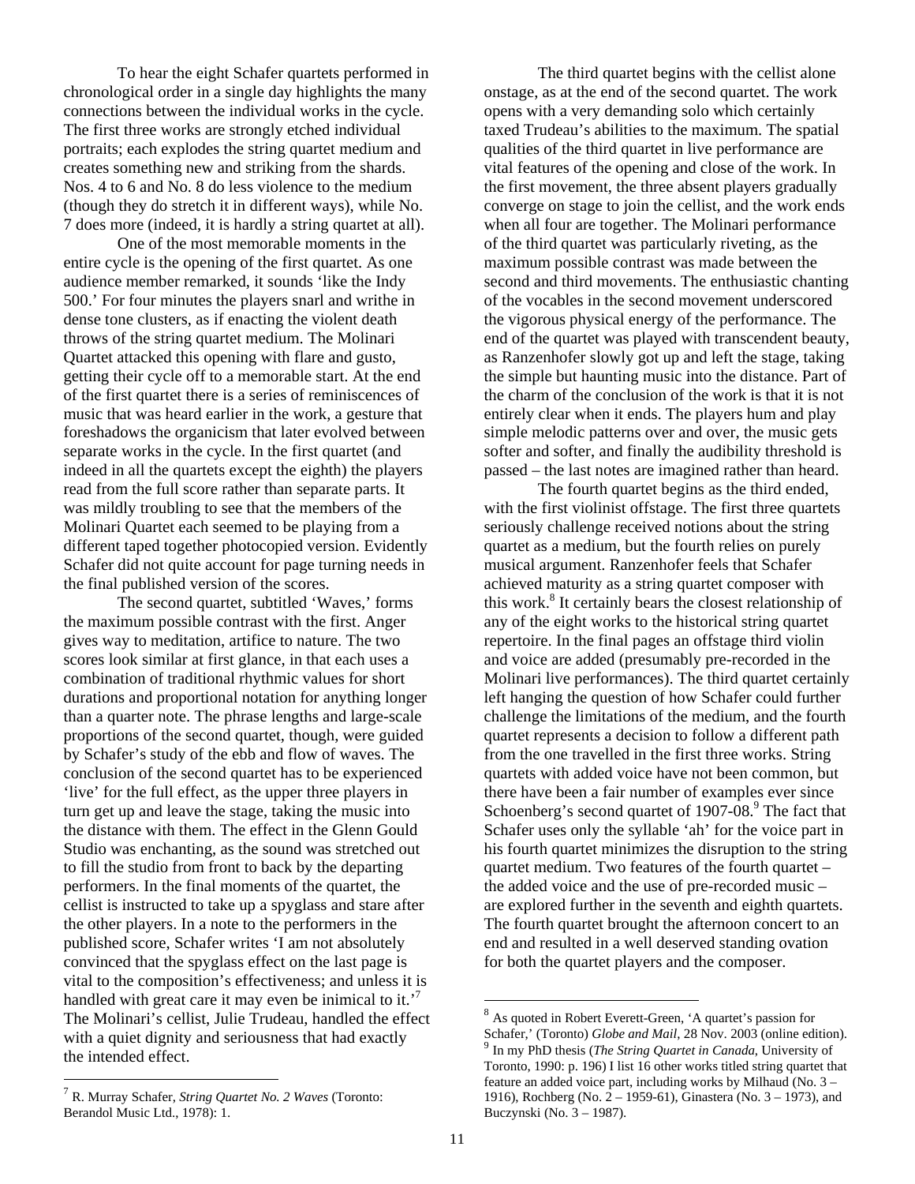To hear the eight Schafer quartets performed in chronological order in a single day highlights the many connections between the individual works in the cycle. The first three works are strongly etched individual portraits; each explodes the string quartet medium and creates something new and striking from the shards. Nos. 4 to 6 and No. 8 do less violence to the medium (though they do stretch it in different ways), while No. 7 does more (indeed, it is hardly a string quartet at all).

One of the most memorable moments in the entire cycle is the opening of the first quartet. As one audience member remarked, it sounds 'like the Indy 500.' For four minutes the players snarl and writhe in dense tone clusters, as if enacting the violent death throws of the string quartet medium. The Molinari Quartet attacked this opening with flare and gusto, getting their cycle off to a memorable start. At the end of the first quartet there is a series of reminiscences of music that was heard earlier in the work, a gesture that foreshadows the organicism that later evolved between separate works in the cycle. In the first quartet (and indeed in all the quartets except the eighth) the players read from the full score rather than separate parts. It was mildly troubling to see that the members of the Molinari Quartet each seemed to be playing from a different taped together photocopied version. Evidently Schafer did not quite account for page turning needs in the final published version of the scores.

The second quartet, subtitled 'Waves,' forms the maximum possible contrast with the first. Anger gives way to meditation, artifice to nature. The two scores look similar at first glance, in that each uses a combination of traditional rhythmic values for short durations and proportional notation for anything longer than a quarter note. The phrase lengths and large-scale proportions of the second quartet, though, were guided by Schafer's study of the ebb and flow of waves. The conclusion of the second quartet has to be experienced 'live' for the full effect, as the upper three players in turn get up and leave the stage, taking the music into the distance with them. The effect in the Glenn Gould Studio was enchanting, as the sound was stretched out to fill the studio from front to back by the departing performers. In the final moments of the quartet, the cellist is instructed to take up a spyglass and stare after the other players. In a note to the performers in the published score, Schafer writes 'I am not absolutely convinced that the spyglass effect on the last page is vital to the composition's effectiveness; and unless it is handled with great care it may even be inimical to it.'[7] The Molinari's cellist, Julie Trudeau, handled the effect with a quiet dignity and seriousness that had exactly the intended effect.

The third quartet begins with the cellist alone onstage, as at the end of the second quartet. The work opens with a very demanding solo which certainly taxed Trudeau's abilities to the maximum. The spatial qualities of the third quartet in live performance are vital features of the opening and close of the work. In the first movement, the three absent players gradually converge on stage to join the cellist, and the work ends when all four are together. The Molinari performance of the third quartet was particularly riveting, as the maximum possible contrast was made between the second and third movements. The enthusiastic chanting of the vocables in the second movement underscored the vigorous physical energy of the performance. The end of the quartet was played with transcendent beauty, as Ranzenhofer slowly got up and left the stage, taking the simple but haunting music into the distance. Part of the charm of the conclusion of the work is that it is not entirely clear when it ends. The players hum and play simple melodic patterns over and over, the music gets softer and softer, and finally the audibility threshold is passed – the last notes are imagined rather than heard.

The fourth quartet begins as the third ended, with the first violinist offstage. The first three quartets seriously challenge received notions about the string quartet as a medium, but the fourth relies on purely musical argument. Ranzenhofer feels that Schafer achieved maturity as a string quartet composer with this work.[8] It certainly bears the closest relationship of any of the eight works to the historical string quartet repertoire. In the final pages an offstage third violin and voice are added (presumably pre-recorded in the Molinari live performances). The third quartet certainly left hanging the question of how Schafer could further challenge the limitations of the medium, and the fourth quartet represents a decision to follow a different path from the one travelled in the first three works. String quartets with added voice have not been common, but there have been a fair number of examples ever since Schoenberg's second quartet of 1907-08.[9] The fact that Schafer uses only the syllable 'ah' for the voice part in his fourth quartet minimizes the disruption to the string quartet medium. Two features of the fourth quartet – the added voice and the use of pre-recorded music – are explored further in the seventh and eighth quartets. The fourth quartet brought the afternoon concert to an end and resulted in a well deserved standing ovation for both the quartet players and the composer.

---

[7] R. Murray Schafer, *String Quartet No. 2 Waves* (Toronto: Berandol Music Ltd., 1978): 1.

[8] As quoted in Robert Everett-Green, 'A quartet's passion for Schafer,' (Toronto) *Globe and Mail*, 28 Nov. 2003 (online edition).

[9] In my PhD thesis (*The String Quartet in Canada*, University of Toronto, 1990: p. 196) I list 16 other works titled string quartet that feature an added voice part, including works by Milhaud (No. 3 – 1916), Rochberg (No. 2 – 1959-61), Ginastera (No. 3 – 1973), and Buczynski (No. 3 – 1987).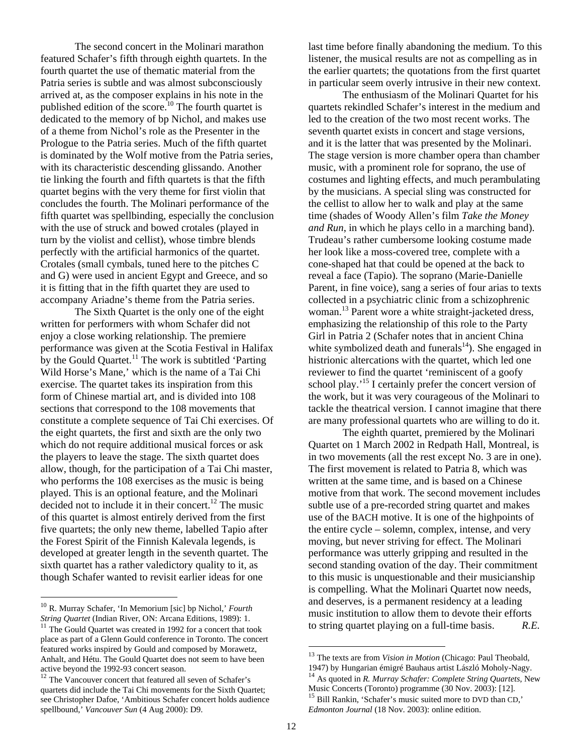The second concert in the Molinari marathon featured Schafer's fifth through eighth quartets. In the fourth quartet the use of thematic material from the Patria series is subtle and was almost subconsciously arrived at, as the composer explains in his note in the published edition of the score.[10] The fourth quartet is dedicated to the memory of bp Nichol, and makes use of a theme from Nichol's role as the Presenter in the Prologue to the Patria series. Much of the fifth quartet is dominated by the Wolf motive from the Patria series, with its characteristic descending glissando. Another tie linking the fourth and fifth quartets is that the fifth quartet begins with the very theme for first violin that concludes the fourth. The Molinari performance of the fifth quartet was spellbinding, especially the conclusion with the use of struck and bowed crotales (played in turn by the violist and cellist), whose timbre blends perfectly with the artificial harmonics of the quartet. Crotales (small cymbals, tuned here to the pitches C and G) were used in ancient Egypt and Greece, and so it is fitting that in the fifth quartet they are used to accompany Ariadne's theme from the Patria series.

The Sixth Quartet is the only one of the eight written for performers with whom Schafer did not enjoy a close working relationship. The premiere performance was given at the Scotia Festival in Halifax by the Gould Quartet.[11] The work is subtitled 'Parting Wild Horse's Mane,' which is the name of a Tai Chi exercise. The quartet takes its inspiration from this form of Chinese martial art, and is divided into 108 sections that correspond to the 108 movements that constitute a complete sequence of Tai Chi exercises. Of the eight quartets, the first and sixth are the only two which do not require additional musical forces or ask the players to leave the stage. The sixth quartet does allow, though, for the participation of a Tai Chi master, who performs the 108 exercises as the music is being played. This is an optional feature, and the Molinari decided not to include it in their concert.[12] The music of this quartet is almost entirely derived from the first five quartets; the only new theme, labelled Tapio after the Forest Spirit of the Finnish Kalevala legends, is developed at greater length in the seventh quartet. The sixth quartet has a rather valedictory quality to it, as though Schafer wanted to revisit earlier ideas for one last time before finally abandoning the medium. To this listener, the musical results are not as compelling as in the earlier quartets; the quotations from the first quartet in particular seem overly intrusive in their new context.

The enthusiasm of the Molinari Quartet for his quartets rekindled Schafer's interest in the medium and led to the creation of the two most recent works. The seventh quartet exists in concert and stage versions, and it is the latter that was presented by the Molinari. The stage version is more chamber opera than chamber music, with a prominent role for soprano, the use of costumes and lighting effects, and much perambulating by the musicians. A special sling was constructed for the cellist to allow her to walk and play at the same time (shades of Woody Allen's film *Take the Money and Run*, in which he plays cello in a marching band). Trudeau's rather cumbersome looking costume made her look like a moss-covered tree, complete with a cone-shaped hat that could be opened at the back to reveal a face (Tapio). The soprano (Marie-Danielle Parent, in fine voice), sang a series of four arias to texts collected in a psychiatric clinic from a schizophrenic woman.[13] Parent wore a white straight-jacketed dress, emphasizing the relationship of this role to the Party Girl in Patria 2 (Schafer notes that in ancient China white symbolized death and funerals[14]). She engaged in histrionic altercations with the quartet, which led one reviewer to find the quartet 'reminiscent of a goofy school play.'[15] I certainly prefer the concert version of the work, but it was very courageous of the Molinari to tackle the theatrical version. I cannot imagine that there are many professional quartets who are willing to do it.

The eighth quartet, premiered by the Molinari Quartet on 1 March 2002 in Redpath Hall, Montreal, is in two movements (all the rest except No. 3 are in one). The first movement is related to Patria 8, which was written at the same time, and is based on a Chinese motive from that work. The second movement includes subtle use of a pre-recorded string quartet and makes use of the BACH motive. It is one of the highpoints of the entire cycle – solemn, complex, intense, and very moving, but never striving for effect. The Molinari performance was utterly gripping and resulted in the second standing ovation of the day. Their commitment to this music is unquestionable and their musicianship is compelling. What the Molinari Quartet now needs, and deserves, is a permanent residency at a leading music institution to allow them to devote their efforts to string quartet playing on a full-time basis. *R.E.*

---

[10] R. Murray Schafer, 'In Memorium [sic] bp Nichol,' *Fourth String Quartet* (Indian River, ON: Arcana Editions, 1989): 1.

[11] The Gould Quartet was created in 1992 for a concert that took place as part of a Glenn Gould conference in Toronto. The concert featured works inspired by Gould and composed by Morawetz, Anhalt, and Hétu. The Gould Quartet does not seem to have been active beyond the 1992-93 concert season.

[12] The Vancouver concert that featured all seven of Schafer's quartets did include the Tai Chi movements for the Sixth Quartet; see Christopher Dafoe, 'Ambitious Schafer concert holds audience spellbound,' *Vancouver Sun* (4 Aug 2000): D9.

[13] The texts are from *Vision in Motion* (Chicago: Paul Theobald, 1947) by Hungarian émigré Bauhaus artist László Moholy-Nagy.

[14] As quoted in *R. Murray Schafer: Complete String Quartets*, New Music Concerts (Toronto) programme (30 Nov. 2003): [12].

[15] Bill Rankin, 'Schafer's music suited more to DVD than CD,' *Edmonton Journal* (18 Nov. 2003): online edition.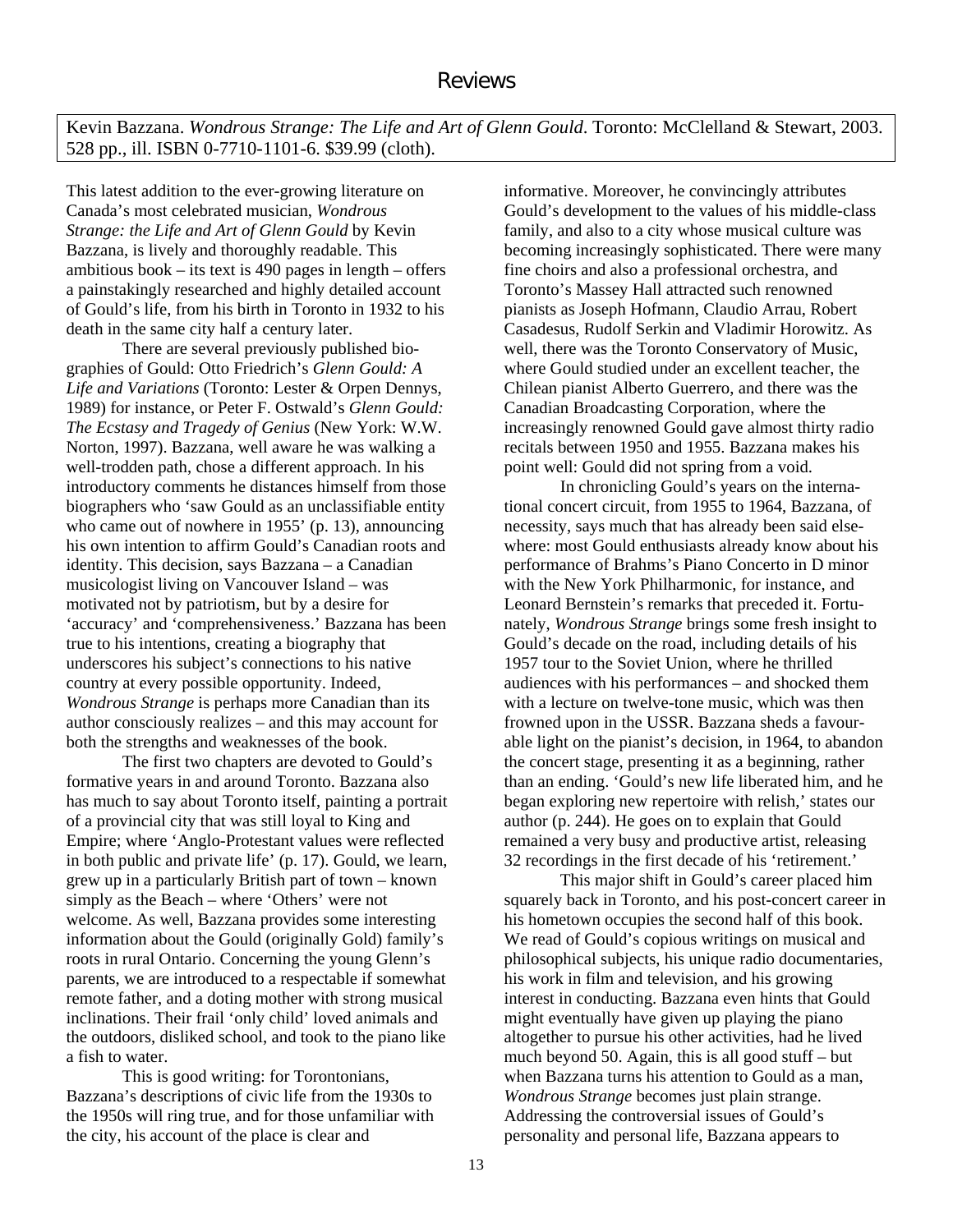# Reviews

Kevin Bazzana. *Wondrous Strange: The Life and Art of Glenn Gould*. Toronto: McClelland & Stewart, 2003. 528 pp., ill. ISBN 0-7710-1101-6. $39.99 (cloth).

This latest addition to the ever-growing literature on Canada's most celebrated musician, *Wondrous Strange: the Life and Art of Glenn Gould* by Kevin Bazzana, is lively and thoroughly readable. This ambitious book – its text is 490 pages in length – offers a painstakingly researched and highly detailed account of Gould's life, from his birth in Toronto in 1932 to his death in the same city half a century later.

There are several previously published biographies of Gould: Otto Friedrich's *Glenn Gould: A Life and Variations* (Toronto: Lester & Orpen Dennys, 1989) for instance, or Peter F. Ostwald's *Glenn Gould: The Ecstasy and Tragedy of Genius* (New York: W.W. Norton, 1997). Bazzana, well aware he was walking a well-trodden path, chose a different approach. In his introductory comments he distances himself from those biographers who 'saw Gould as an unclassifiable entity who came out of nowhere in 1955' (p. 13), announcing his own intention to affirm Gould's Canadian roots and identity. This decision, says Bazzana – a Canadian musicologist living on Vancouver Island – was motivated not by patriotism, but by a desire for 'accuracy' and 'comprehensiveness.' Bazzana has been true to his intentions, creating a biography that underscores his subject's connections to his native country at every possible opportunity. Indeed, *Wondrous Strange* is perhaps more Canadian than its author consciously realizes – and this may account for both the strengths and weaknesses of the book.

The first two chapters are devoted to Gould's formative years in and around Toronto. Bazzana also has much to say about Toronto itself, painting a portrait of a provincial city that was still loyal to King and Empire; where 'Anglo-Protestant values were reflected in both public and private life' (p. 17). Gould, we learn, grew up in a particularly British part of town – known simply as the Beach – where 'Others' were not welcome. As well, Bazzana provides some interesting information about the Gould (originally Gold) family's roots in rural Ontario. Concerning the young Glenn's parents, we are introduced to a respectable if somewhat remote father, and a doting mother with strong musical inclinations. Their frail 'only child' loved animals and the outdoors, disliked school, and took to the piano like a fish to water.

This is good writing: for Torontonians, Bazzana's descriptions of civic life from the 1930s to the 1950s will ring true, and for those unfamiliar with the city, his account of the place is clear and informative. Moreover, he convincingly attributes Gould's development to the values of his middle-class family, and also to a city whose musical culture was becoming increasingly sophisticated. There were many fine choirs and also a professional orchestra, and Toronto's Massey Hall attracted such renowned pianists as Joseph Hofmann, Claudio Arrau, Robert Casadesus, Rudolf Serkin and Vladimir Horowitz. As well, there was the Toronto Conservatory of Music, where Gould studied under an excellent teacher, the Chilean pianist Alberto Guerrero, and there was the Canadian Broadcasting Corporation, where the increasingly renowned Gould gave almost thirty radio recitals between 1950 and 1955. Bazzana makes his point well: Gould did not spring from a void.

In chronicling Gould's years on the international concert circuit, from 1955 to 1964, Bazzana, of necessity, says much that has already been said elsewhere: most Gould enthusiasts already know about his performance of Brahms's Piano Concerto in D minor with the New York Philharmonic, for instance, and Leonard Bernstein's remarks that preceded it. Fortunately, *Wondrous Strange* brings some fresh insight to Gould's decade on the road, including details of his 1957 tour to the Soviet Union, where he thrilled audiences with his performances – and shocked them with a lecture on twelve-tone music, which was then frowned upon in the USSR. Bazzana sheds a favourable light on the pianist's decision, in 1964, to abandon the concert stage, presenting it as a beginning, rather than an ending. 'Gould's new life liberated him, and he began exploring new repertoire with relish,' states our author (p. 244). He goes on to explain that Gould remained a very busy and productive artist, releasing 32 recordings in the first decade of his 'retirement.'

This major shift in Gould's career placed him squarely back in Toronto, and his post-concert career in his hometown occupies the second half of this book. We read of Gould's copious writings on musical and philosophical subjects, his unique radio documentaries, his work in film and television, and his growing interest in conducting. Bazzana even hints that Gould might eventually have given up playing the piano altogether to pursue his other activities, had he lived much beyond 50. Again, this is all good stuff – but when Bazzana turns his attention to Gould as a man, *Wondrous Strange* becomes just plain strange. Addressing the controversial issues of Gould's personality and personal life, Bazzana appears to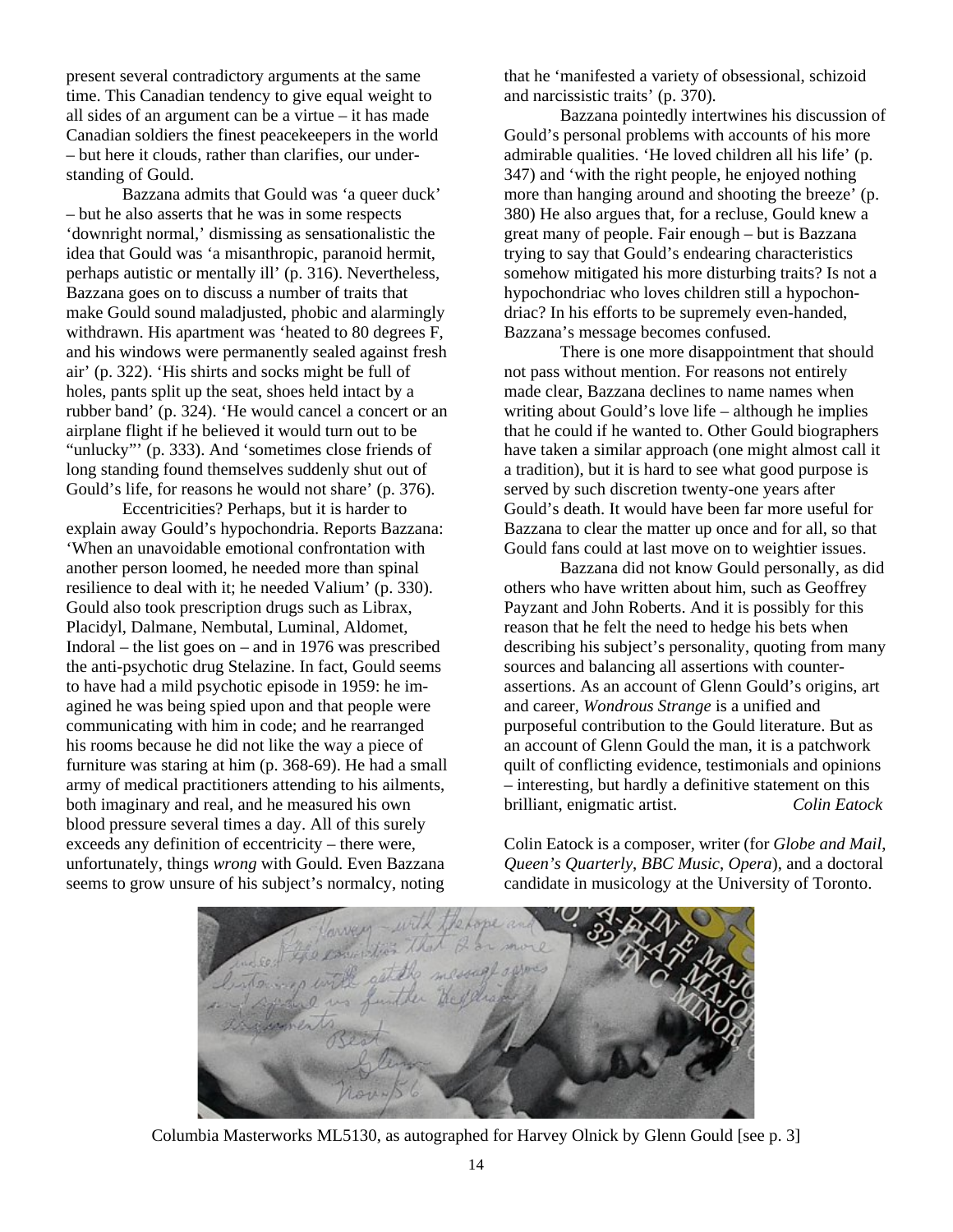present several contradictory arguments at the same time. This Canadian tendency to give equal weight to all sides of an argument can be a virtue – it has made Canadian soldiers the finest peacekeepers in the world – but here it clouds, rather than clarifies, our understanding of Gould.

Bazzana admits that Gould was 'a queer duck' – but he also asserts that he was in some respects 'downright normal,' dismissing as sensationalistic the idea that Gould was 'a misanthropic, paranoid hermit, perhaps autistic or mentally ill' (p. 316). Nevertheless, Bazzana goes on to discuss a number of traits that make Gould sound maladjusted, phobic and alarmingly withdrawn. His apartment was 'heated to 80 degrees F, and his windows were permanently sealed against fresh air' (p. 322). 'His shirts and socks might be full of holes, pants split up the seat, shoes held intact by a rubber band' (p. 324). 'He would cancel a concert or an airplane flight if he believed it would turn out to be "unlucky"' (p. 333). And 'sometimes close friends of long standing found themselves suddenly shut out of Gould's life, for reasons he would not share' (p. 376).

Eccentricities? Perhaps, but it is harder to explain away Gould's hypochondria. Reports Bazzana: 'When an unavoidable emotional confrontation with another person loomed, he needed more than spinal resilience to deal with it; he needed Valium' (p. 330). Gould also took prescription drugs such as Librax, Placidyl, Dalmane, Nembutal, Luminal, Aldomet, Indoral – the list goes on – and in 1976 was prescribed the anti-psychotic drug Stelazine. In fact, Gould seems to have had a mild psychotic episode in 1959: he imagined he was being spied upon and that people were communicating with him in code; and he rearranged his rooms because he did not like the way a piece of furniture was staring at him (p. 368-69). He had a small army of medical practitioners attending to his ailments, both imaginary and real, and he measured his own blood pressure several times a day. All of this surely exceeds any definition of eccentricity – there were, unfortunately, things *wrong* with Gould. Even Bazzana seems to grow unsure of his subject's normalcy, noting that he 'manifested a variety of obsessional, schizoid and narcissistic traits' (p. 370).

Bazzana pointedly intertwines his discussion of Gould's personal problems with accounts of his more admirable qualities. 'He loved children all his life' (p. 347) and 'with the right people, he enjoyed nothing more than hanging around and shooting the breeze' (p. 380) He also argues that, for a recluse, Gould knew a great many of people. Fair enough – but is Bazzana trying to say that Gould's endearing characteristics somehow mitigated his more disturbing traits? Is not a hypochondriac who loves children still a hypochondriac? In his efforts to be supremely even-handed, Bazzana's message becomes confused.

There is one more disappointment that should not pass without mention. For reasons not entirely made clear, Bazzana declines to name names when writing about Gould's love life – although he implies that he could if he wanted to. Other Gould biographers have taken a similar approach (one might almost call it a tradition), but it is hard to see what good purpose is served by such discretion twenty-one years after Gould's death. It would have been far more useful for Bazzana to clear the matter up once and for all, so that Gould fans could at last move on to weightier issues.

Bazzana did not know Gould personally, as did others who have written about him, such as Geoffrey Payzant and John Roberts. And it is possibly for this reason that he felt the need to hedge his bets when describing his subject's personality, quoting from many sources and balancing all assertions with counter-assertions. As an account of Glenn Gould's origins, art and career, *Wondrous Strange* is a unified and purposeful contribution to the Gould literature. But as an account of Glenn Gould the man, it is a patchwork quilt of conflicting evidence, testimonials and opinions – interesting, but hardly a definitive statement on this brilliant, enigmatic artist. *Colin Eatock*

Colin Eatock is a composer, writer (for *Globe and Mail*, *Queen's Quarterly*, *BBC Music*, *Opera*), and a doctoral candidate in musicology at the University of Toronto.

Columbia Masterworks ML5130, as autographed for Harvey Olnick by Glenn Gould [see p. 3]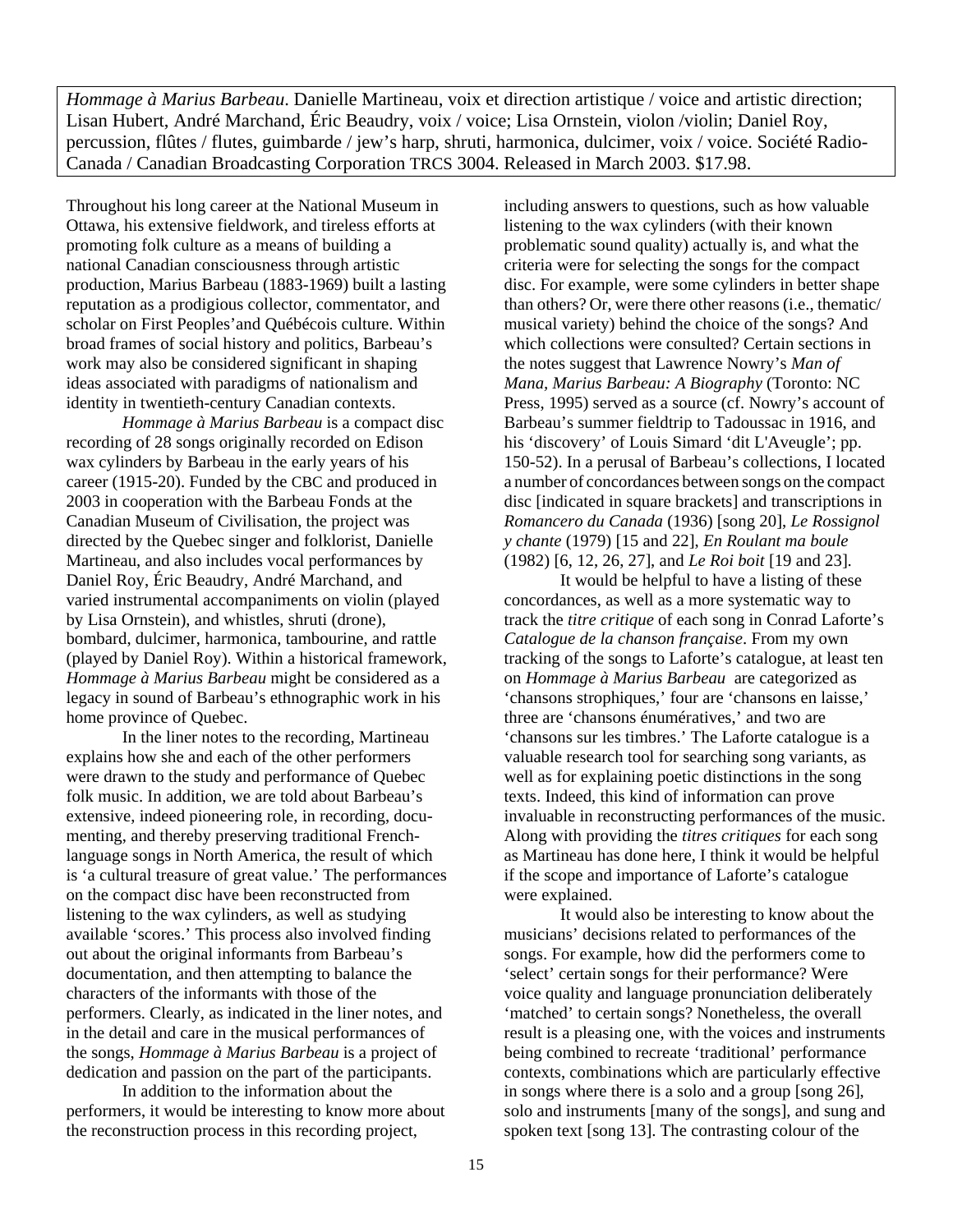*Hommage à Marius Barbeau*. Danielle Martineau, voix et direction artistique / voice and artistic direction; Lisan Hubert, André Marchand, Éric Beaudry, voix / voice; Lisa Ornstein, violon /violin; Daniel Roy, percussion, flûtes / flutes, guimbarde / jew's harp, shruti, harmonica, dulcimer, voix / voice. Société Radio-Canada / Canadian Broadcasting Corporation TRCS 3004. Released in March 2003. $17.98.

Throughout his long career at the National Museum in Ottawa, his extensive fieldwork, and tireless efforts at promoting folk culture as a means of building a national Canadian consciousness through artistic production, Marius Barbeau (1883-1969) built a lasting reputation as a prodigious collector, commentator, and scholar on First Peoples'and Québécois culture. Within broad frames of social history and politics, Barbeau's work may also be considered significant in shaping ideas associated with paradigms of nationalism and identity in twentieth-century Canadian contexts.

*Hommage à Marius Barbeau* is a compact disc recording of 28 songs originally recorded on Edison wax cylinders by Barbeau in the early years of his career (1915-20). Funded by the CBC and produced in 2003 in cooperation with the Barbeau Fonds at the Canadian Museum of Civilisation, the project was directed by the Quebec singer and folklorist, Danielle Martineau, and also includes vocal performances by Daniel Roy, Éric Beaudry, André Marchand, and varied instrumental accompaniments on violin (played by Lisa Ornstein), and whistles, shruti (drone), bombard, dulcimer, harmonica, tambourine, and rattle (played by Daniel Roy). Within a historical framework, *Hommage à Marius Barbeau* might be considered as a legacy in sound of Barbeau's ethnographic work in his home province of Quebec.

In the liner notes to the recording, Martineau explains how she and each of the other performers were drawn to the study and performance of Quebec folk music. In addition, we are told about Barbeau's extensive, indeed pioneering role, in recording, documenting, and thereby preserving traditional French-language songs in North America, the result of which is 'a cultural treasure of great value.' The performances on the compact disc have been reconstructed from listening to the wax cylinders, as well as studying available 'scores.' This process also involved finding out about the original informants from Barbeau's documentation, and then attempting to balance the characters of the informants with those of the performers. Clearly, as indicated in the liner notes, and in the detail and care in the musical performances of the songs, *Hommage à Marius Barbeau* is a project of dedication and passion on the part of the participants.

In addition to the information about the performers, it would be interesting to know more about the reconstruction process in this recording project, including answers to questions, such as how valuable listening to the wax cylinders (with their known problematic sound quality) actually is, and what the criteria were for selecting the songs for the compact disc. For example, were some cylinders in better shape than others? Or, were there other reasons (i.e., thematic/ musical variety) behind the choice of the songs? And which collections were consulted? Certain sections in the notes suggest that Lawrence Nowry's *Man of Mana, Marius Barbeau: A Biography* (Toronto: NC Press, 1995) served as a source (cf. Nowry's account of Barbeau's summer fieldtrip to Tadoussac in 1916, and his 'discovery' of Louis Simard 'dit L'Aveugle'; pp. 150-52). In a perusal of Barbeau's collections, I located a number of concordances between songs on the compact disc [indicated in square brackets] and transcriptions in *Romancero du Canada* (1936) [song 20], *Le Rossignol y chante* (1979) [15 and 22], *En Roulant ma boule* (1982) [6, 12, 26, 27], and *Le Roi boit* [19 and 23].

It would be helpful to have a listing of these concordances, as well as a more systematic way to track the *titre critique* of each song in Conrad Laforte's *Catalogue de la chanson française*. From my own tracking of the songs to Laforte's catalogue, at least ten on *Hommage à Marius Barbeau* are categorized as 'chansons strophiques,' four are 'chansons en laisse,' three are 'chansons énumératives,' and two are 'chansons sur les timbres.' The Laforte catalogue is a valuable research tool for searching song variants, as well as for explaining poetic distinctions in the song texts. Indeed, this kind of information can prove invaluable in reconstructing performances of the music. Along with providing the *titres critiques* for each song as Martineau has done here, I think it would be helpful if the scope and importance of Laforte's catalogue were explained.

It would also be interesting to know about the musicians' decisions related to performances of the songs. For example, how did the performers come to 'select' certain songs for their performance? Were voice quality and language pronunciation deliberately 'matched' to certain songs? Nonetheless, the overall result is a pleasing one, with the voices and instruments being combined to recreate 'traditional' performance contexts, combinations which are particularly effective in songs where there is a solo and a group [song 26], solo and instruments [many of the songs], and sung and spoken text [song 13]. The contrasting colour of the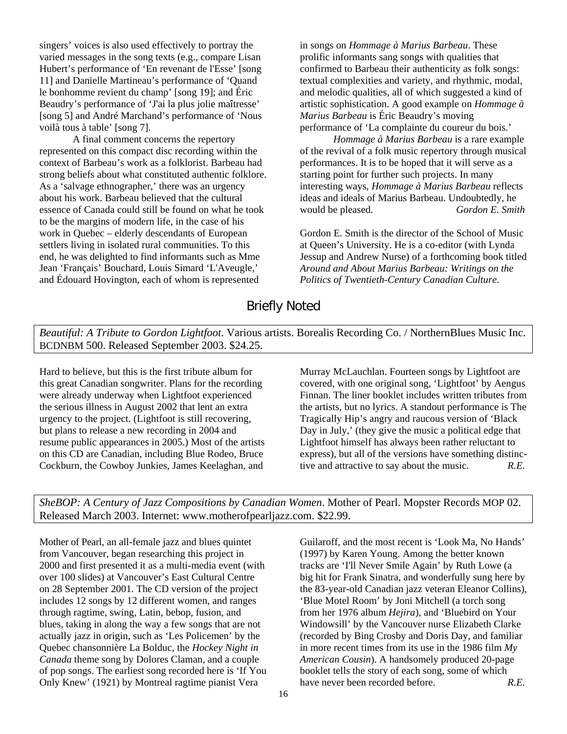singers' voices is also used effectively to portray the varied messages in the song texts (e.g., compare Lisan Hubert's performance of 'En revenant de l'Esse' [song 11] and Danielle Martineau's performance of 'Quand le bonhomme revient du champ' [song 19]; and Éric Beaudry's performance of 'J'ai la plus jolie maîtresse' [song 5] and André Marchand's performance of 'Nous voilà tous à table' [song 7].

A final comment concerns the repertory represented on this compact disc recording within the context of Barbeau's work as a folklorist. Barbeau had strong beliefs about what constituted authentic folklore. As a 'salvage ethnographer,' there was an urgency about his work. Barbeau believed that the cultural essence of Canada could still be found on what he took to be the margins of modern life, in the case of his work in Quebec – elderly descendants of European settlers living in isolated rural communities. To this end, he was delighted to find informants such as Mme Jean 'Français' Bouchard, Louis Simard 'L'Aveugle,' and Édouard Hovington, each of whom is represented in songs on *Hommage à Marius Barbeau*. These prolific informants sang songs with qualities that confirmed to Barbeau their authenticity as folk songs: textual complexities and variety, and rhythmic, modal, and melodic qualities, all of which suggested a kind of artistic sophistication. A good example on *Hommage à Marius Barbeau* is Éric Beaudry's moving performance of 'La complainte du coureur du bois.'

*Hommage à Marius Barbeau* is a rare example of the revival of a folk music repertory through musical performances. It is to be hoped that it will serve as a starting point for further such projects. In many interesting ways, *Hommage à Marius Barbeau* reflects ideas and ideals of Marius Barbeau. Undoubtedly, he would be pleased. *Gordon E. Smith*

Gordon E. Smith is the director of the School of Music at Queen's University. He is a co-editor (with Lynda Jessup and Andrew Nurse) of a forthcoming book titled *Around and About Marius Barbeau: Writings on the Politics of Twentieth-Century Canadian Culture*.

## Briefly Noted

*Beautiful: A Tribute to Gordon Lightfoot*. Various artists. Borealis Recording Co. / NorthernBlues Music Inc. BCDNBM 500. Released September 2003. $24.25.

Hard to believe, but this is the first tribute album for this great Canadian songwriter. Plans for the recording were already underway when Lightfoot experienced the serious illness in August 2002 that lent an extra urgency to the project. (Lightfoot is still recovering, but plans to release a new recording in 2004 and resume public appearances in 2005.) Most of the artists on this CD are Canadian, including Blue Rodeo, Bruce Cockburn, the Cowboy Junkies, James Keelaghan, and Murray McLauchlan. Fourteen songs by Lightfoot are covered, with one original song, 'Lightfoot' by Aengus Finnan. The liner booklet includes written tributes from the artists, but no lyrics. A standout performance is The Tragically Hip's angry and raucous version of 'Black Day in July,' (they give the music a political edge that Lightfoot himself has always been rather reluctant to express), but all of the versions have something distinctive and attractive to say about the music. *R.E.*

*SheBOP: A Century of Jazz Compositions by Canadian Women*. Mother of Pearl. Mopster Records MOP 02. Released March 2003. Internet: www.motherofpearljazz.com. $22.99.

Mother of Pearl, an all-female jazz and blues quintet from Vancouver, began researching this project in 2000 and first presented it as a multi-media event (with over 100 slides) at Vancouver's East Cultural Centre on 28 September 2001. The CD version of the project includes 12 songs by 12 different women, and ranges through ragtime, swing, Latin, bebop, fusion, and blues, taking in along the way a few songs that are not actually jazz in origin, such as 'Les Policemen' by the Quebec chansonnière La Bolduc, the *Hockey Night in Canada* theme song by Dolores Claman, and a couple of pop songs. The earliest song recorded here is 'If You Only Knew' (1921) by Montreal ragtime pianist Vera Guilaroff, and the most recent is 'Look Ma, No Hands' (1997) by Karen Young. Among the better known tracks are 'I'll Never Smile Again' by Ruth Lowe (a big hit for Frank Sinatra, and wonderfully sung here by the 83-year-old Canadian jazz veteran Eleanor Collins), 'Blue Motel Room' by Joni Mitchell (a torch song from her 1976 album *Hejira*), and 'Bluebird on Your Windowsill' by the Vancouver nurse Elizabeth Clarke (recorded by Bing Crosby and Doris Day, and familiar in more recent times from its use in the 1986 film *My American Cousin*). A handsomely produced 20-page booklet tells the story of each song, some of which have never been recorded before. *R.E.*